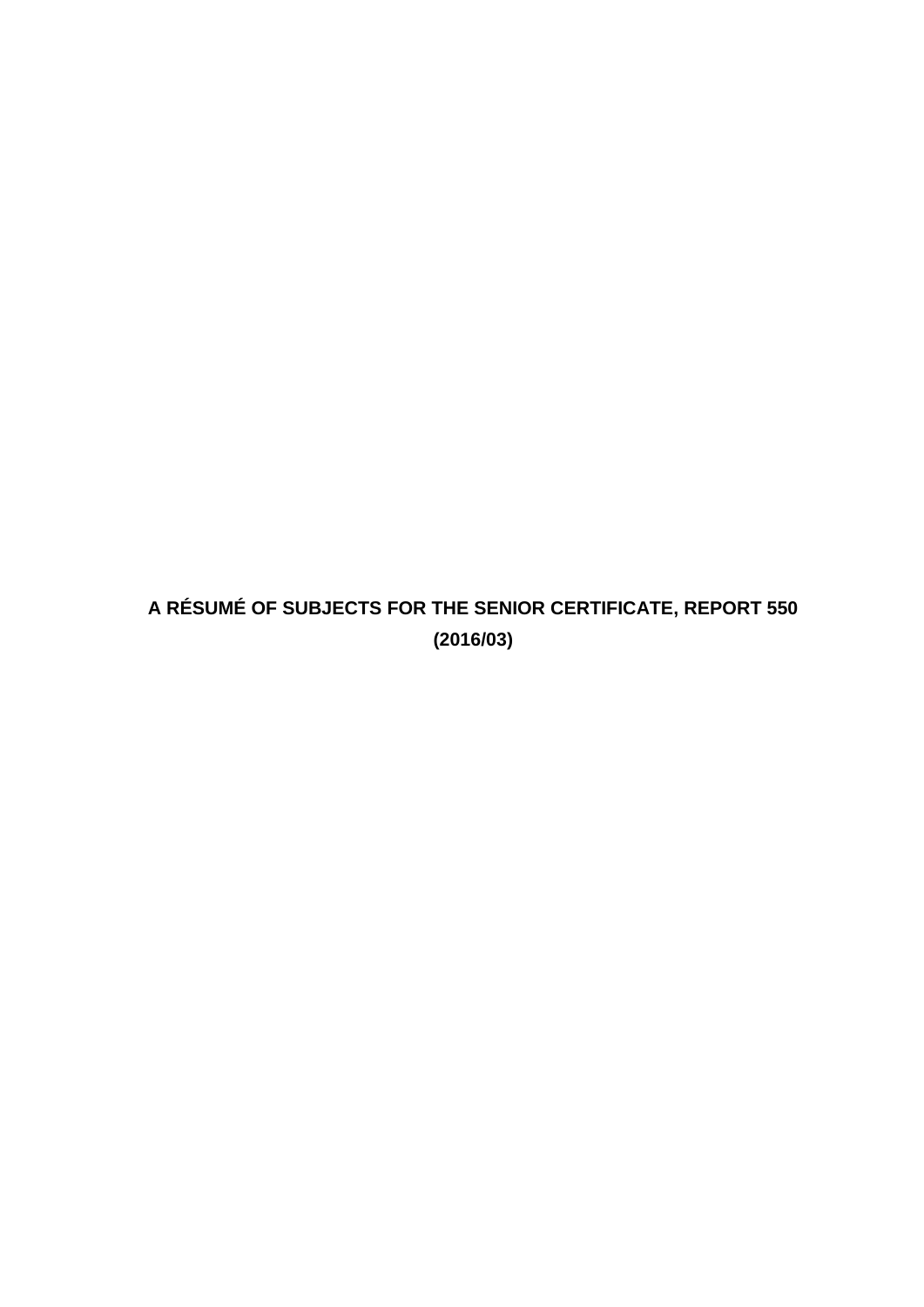# A RÉSUMÉ OF SUBJECTS FOR THE SENIOR CERTIFICATE, REPORT 550 (2016/03)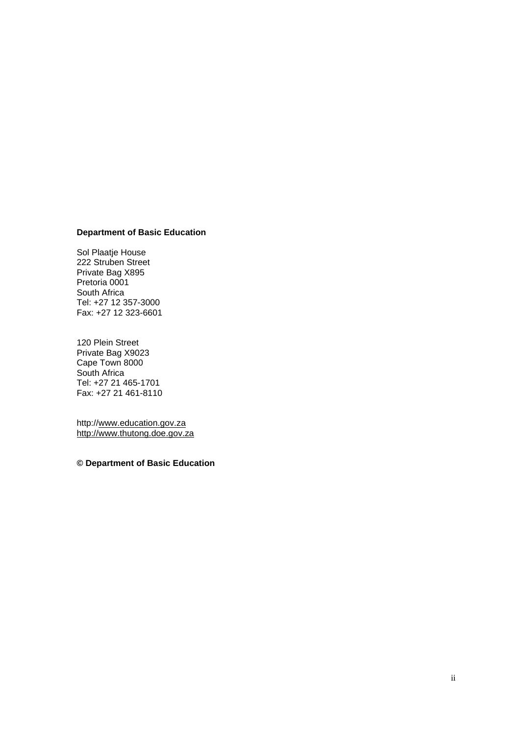**Department of Basic Education**

Sol Plaatje House
222 Struben Street
Private Bag X895
Pretoria 0001
South Africa
Tel: +27 12 357-3000
Fax: +27 12 323-6601

120 Plein Street
Private Bag X9023
Cape Town 8000
South Africa
Tel: +27 21 465-1701
Fax: +27 21 461-8110

http://www.education.gov.za
http://www.thutong.doe.gov.za

**© Department of Basic Education**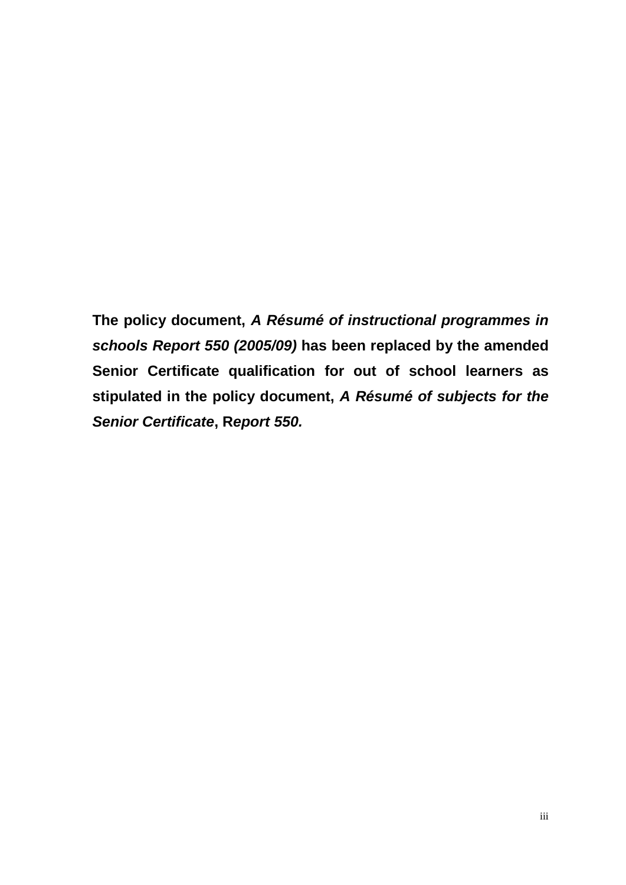**The policy document, *A Résumé of instructional programmes in schools Report 550 (2005/09)* has been replaced by the amended Senior Certificate qualification for out of school learners as stipulated in the policy document, *A Résumé of subjects for the Senior Certificate*, R*eport 550.***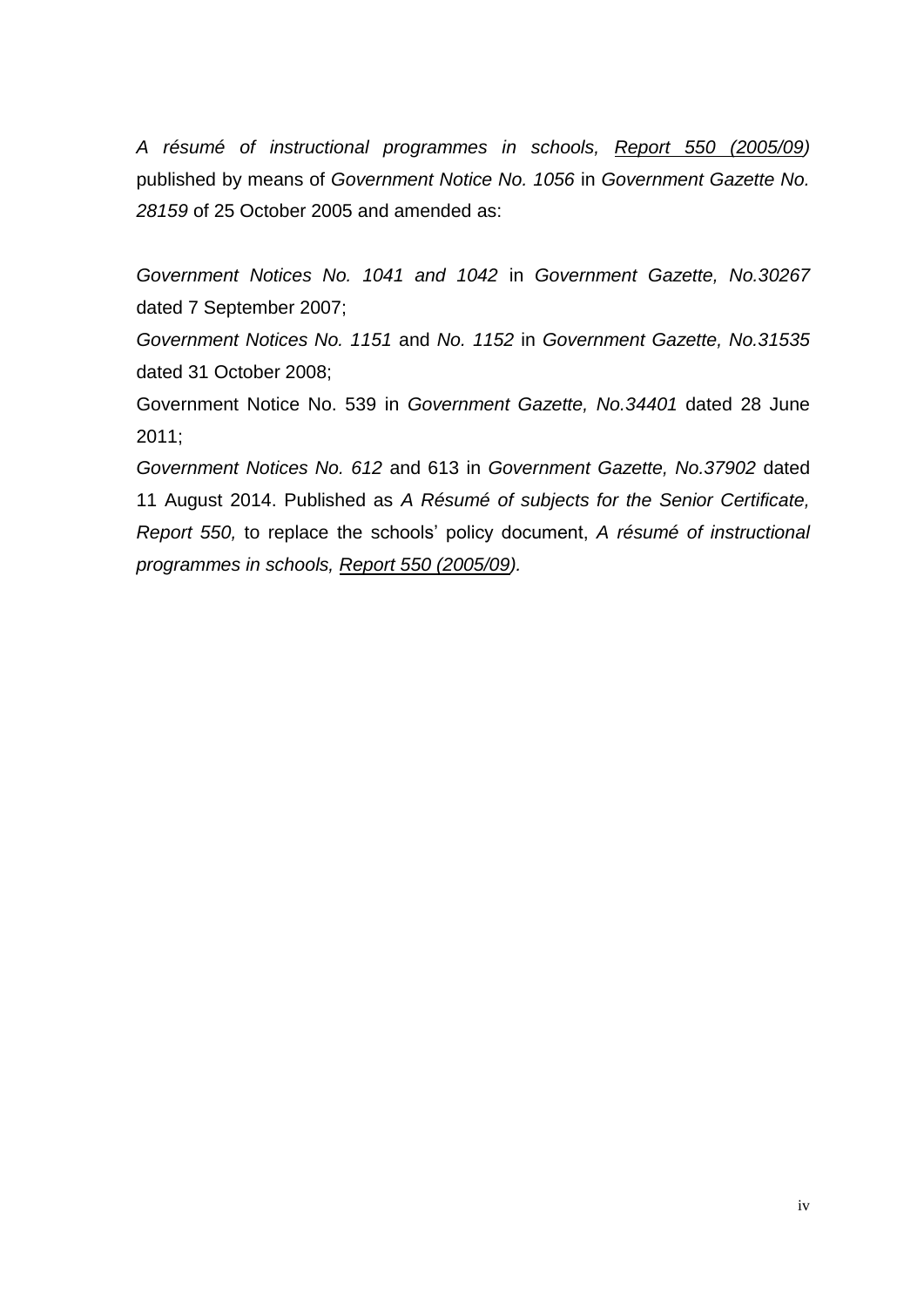*A résumé of instructional programmes in schools, Report 550 (2005/09)* published by means of *Government Notice No. 1056* in *Government Gazette No. 28159* of 25 October 2005 and amended as:

*Government Notices No. 1041 and 1042* in *Government Gazette, No.30267* dated 7 September 2007;

*Government Notices No. 1151* and *No. 1152* in *Government Gazette, No.31535* dated 31 October 2008;

Government Notice No. 539 in *Government Gazette, No.34401* dated 28 June 2011;

*Government Notices No. 612* and 613 in *Government Gazette, No.37902* dated 11 August 2014. Published as *A Résumé of subjects for the Senior Certificate, Report 550,* to replace the schools' policy document, *A résumé of instructional programmes in schools, Report 550 (2005/09).*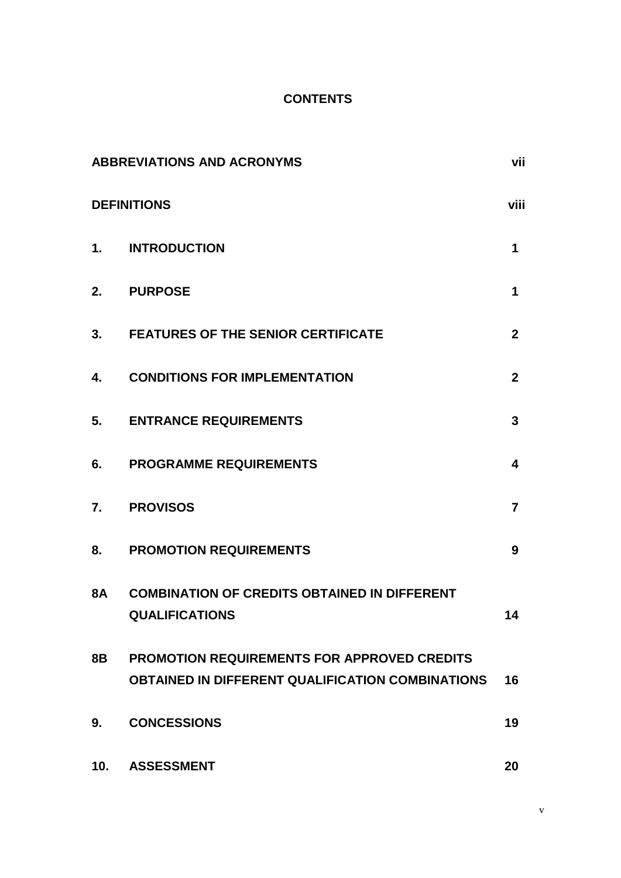# CONTENTS

| | | |
|---|---|---|
| **ABBREVIATIONS AND ACRONYMS** | | **vii** |
| **DEFINITIONS** | | **viii** |
| **1.** | **INTRODUCTION** | **1** |
| **2.** | **PURPOSE** | **1** |
| **3.** | **FEATURES OF THE SENIOR CERTIFICATE** | **2** |
| **4.** | **CONDITIONS FOR IMPLEMENTATION** | **2** |
| **5.** | **ENTRANCE REQUIREMENTS** | **3** |
| **6.** | **PROGRAMME REQUIREMENTS** | **4** |
| **7.** | **PROVISOS** | **7** |
| **8.** | **PROMOTION REQUIREMENTS** | **9** |
| **8A** | **COMBINATION OF CREDITS OBTAINED IN DIFFERENT QUALIFICATIONS** | **14** |
| **8B** | **PROMOTION REQUIREMENTS FOR APPROVED CREDITS OBTAINED IN DIFFERENT QUALIFICATION COMBINATIONS** | **16** |
| **9.** | **CONCESSIONS** | **19** |
| **10.** | **ASSESSMENT** | **20** |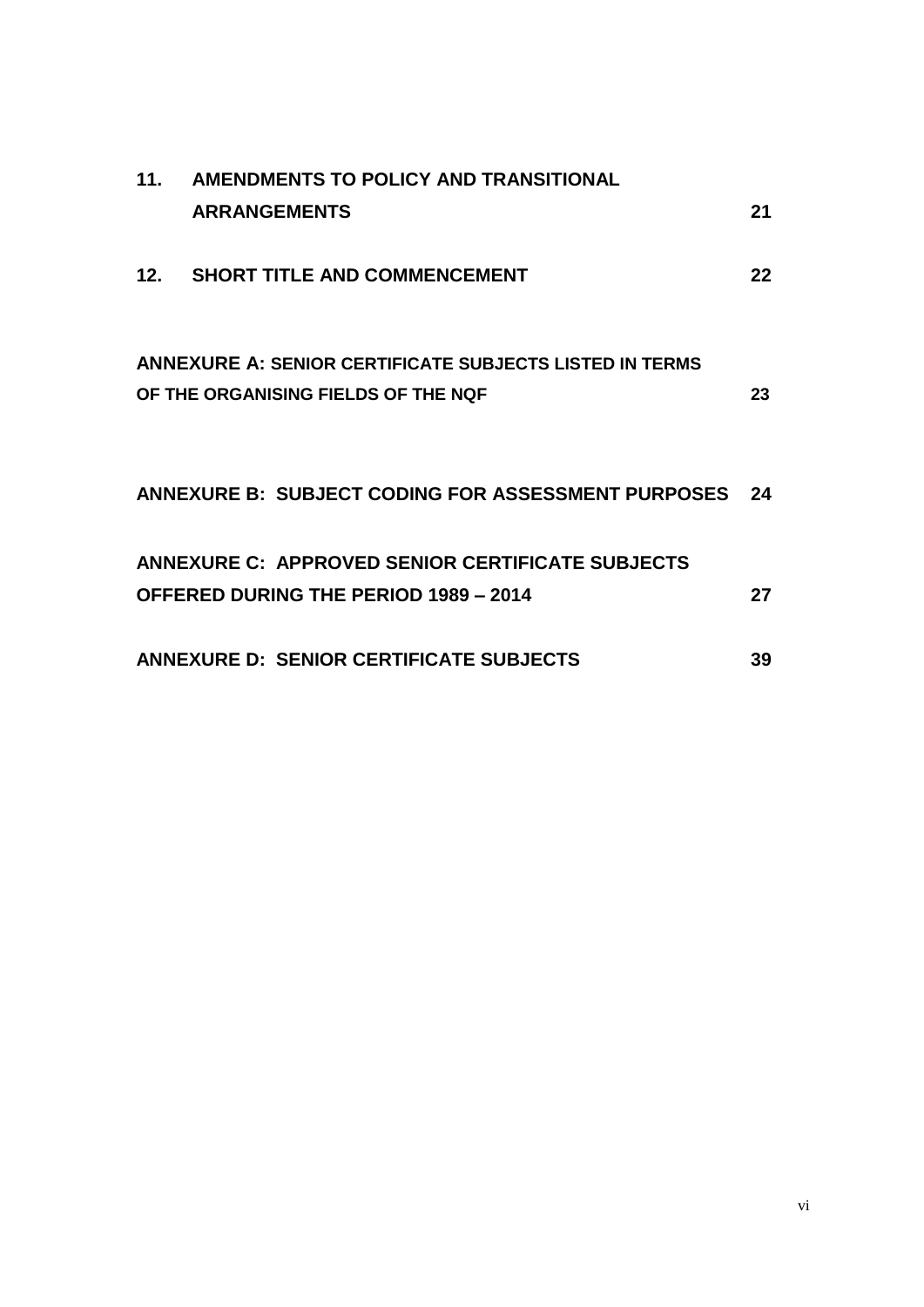| | | |
|---|---|---|
| **11.** | **AMENDMENTS TO POLICY AND TRANSITIONAL ARRANGEMENTS** | **21** |
| **12.** | **SHORT TITLE AND COMMENCEMENT** | **22** |

| | |
|---|---|
| **ANNEXURE A: SENIOR CERTIFICATE SUBJECTS LISTED IN TERMS OF THE ORGANISING FIELDS OF THE NQF** | **23** |
| **ANNEXURE B: SUBJECT CODING FOR ASSESSMENT PURPOSES** | **24** |
| **ANNEXURE C: APPROVED SENIOR CERTIFICATE SUBJECTS OFFERED DURING THE PERIOD 1989 – 2014** | **27** |
| **ANNEXURE D: SENIOR CERTIFICATE SUBJECTS** | **39** |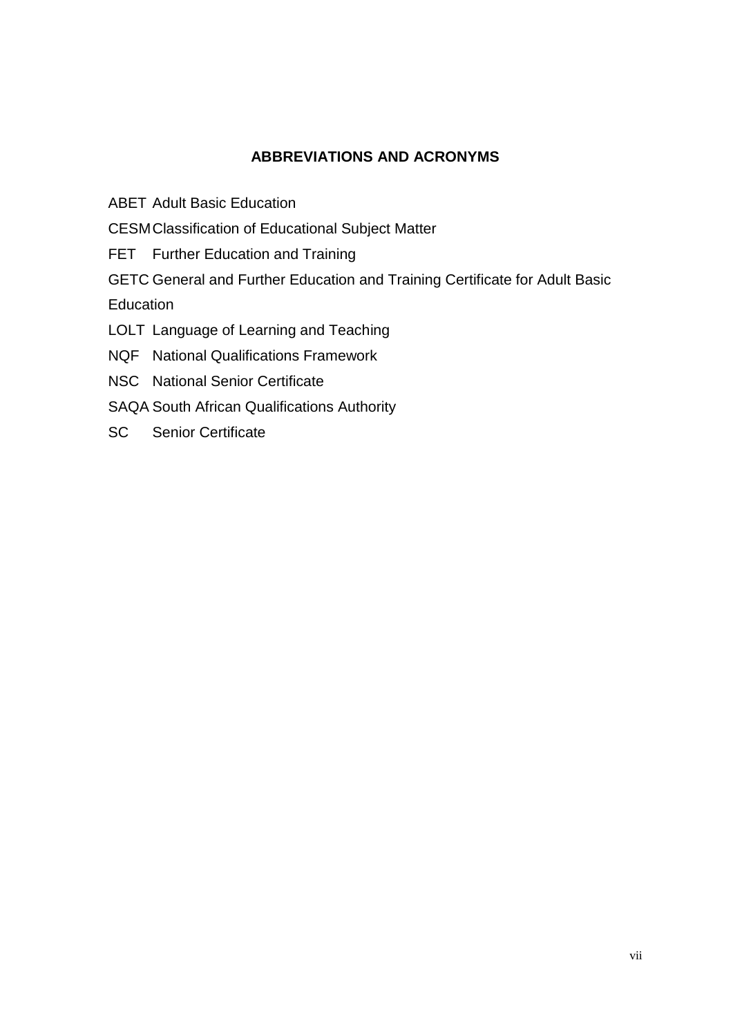## ABBREVIATIONS AND ACRONYMS

ABET Adult Basic Education

CESM Classification of Educational Subject Matter

FET Further Education and Training

GETC General and Further Education and Training Certificate for Adult Basic Education

LOLT Language of Learning and Teaching

NQF National Qualifications Framework

NSC National Senior Certificate

SAQA South African Qualifications Authority

SC Senior Certificate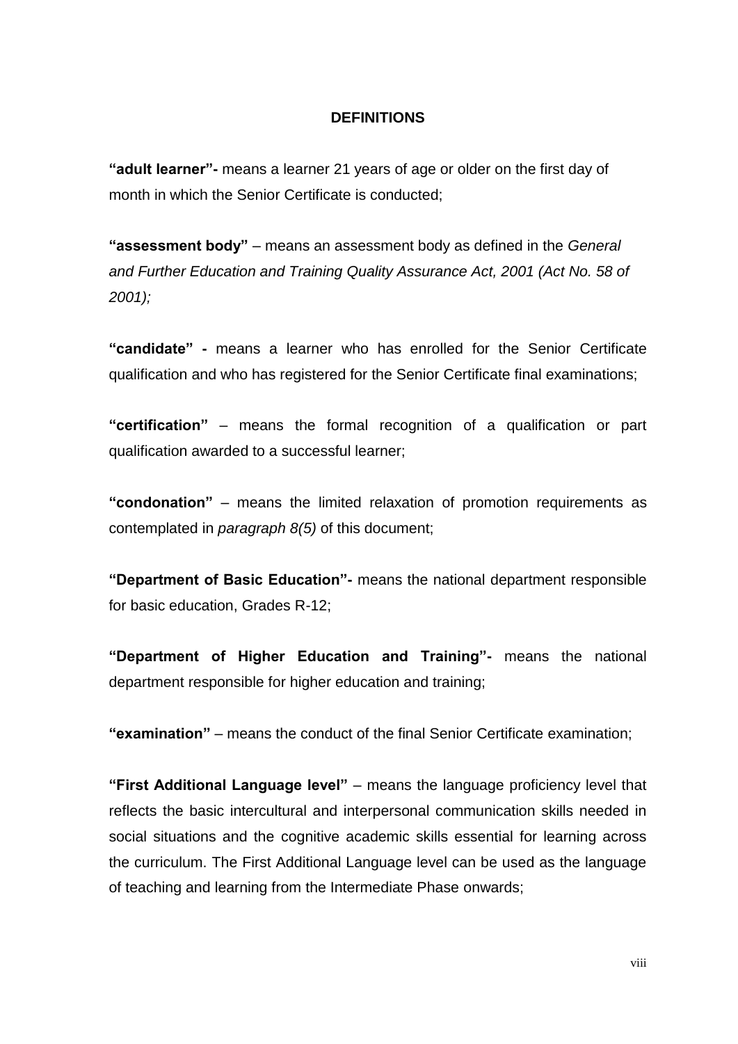## DEFINITIONS

**"adult learner"-** means a learner 21 years of age or older on the first day of month in which the Senior Certificate is conducted;

**"assessment body"** – means an assessment body as defined in the *General and Further Education and Training Quality Assurance Act, 2001 (Act No. 58 of 2001);*

**"candidate" -** means a learner who has enrolled for the Senior Certificate qualification and who has registered for the Senior Certificate final examinations;

**"certification"** – means the formal recognition of a qualification or part qualification awarded to a successful learner;

**"condonation"** – means the limited relaxation of promotion requirements as contemplated in *paragraph 8(5)* of this document;

**"Department of Basic Education"-** means the national department responsible for basic education, Grades R-12;

**"Department of Higher Education and Training"-** means the national department responsible for higher education and training;

**"examination"** – means the conduct of the final Senior Certificate examination;

**"First Additional Language level"** – means the language proficiency level that reflects the basic intercultural and interpersonal communication skills needed in social situations and the cognitive academic skills essential for learning across the curriculum. The First Additional Language level can be used as the language of teaching and learning from the Intermediate Phase onwards;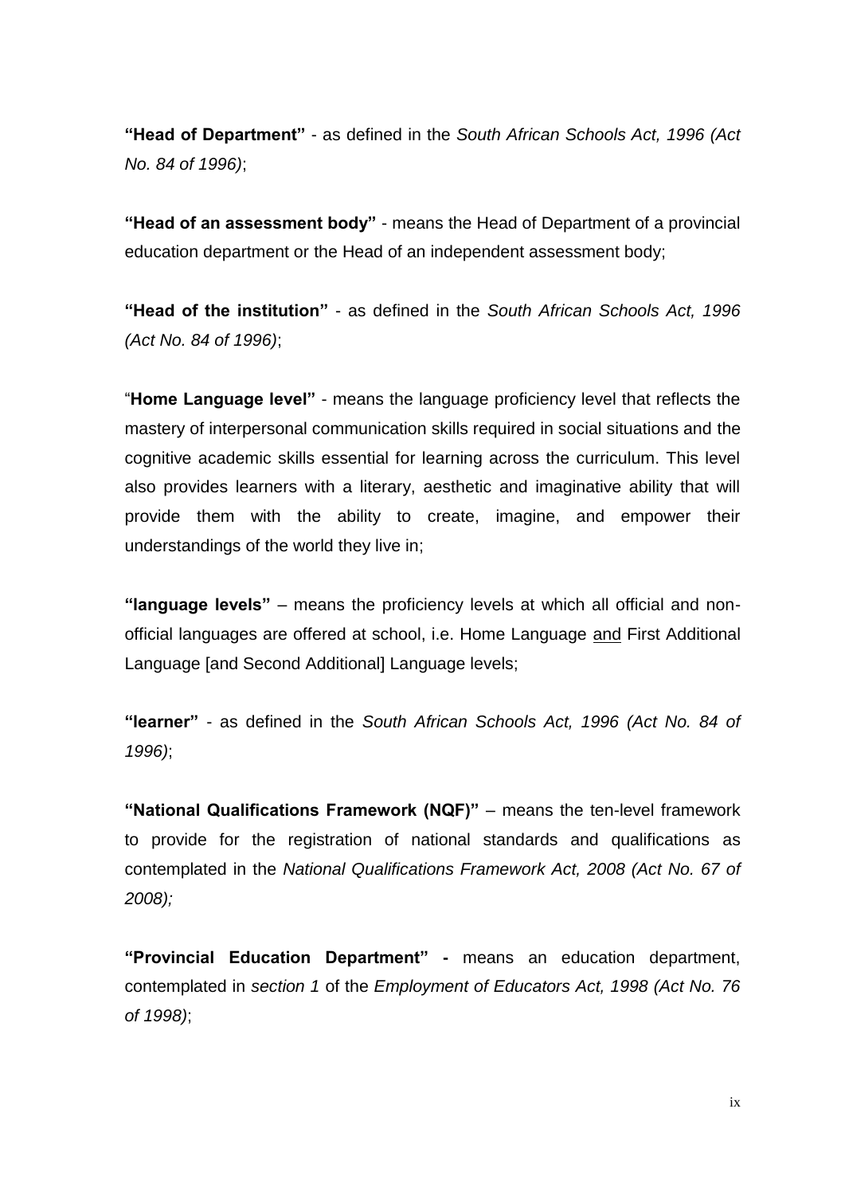**"Head of Department"** - as defined in the *South African Schools Act, 1996 (Act No. 84 of 1996)*;

**"Head of an assessment body"** - means the Head of Department of a provincial education department or the Head of an independent assessment body;

**"Head of the institution"** - as defined in the *South African Schools Act, 1996 (Act No. 84 of 1996)*;

"**Home Language level"** - means the language proficiency level that reflects the mastery of interpersonal communication skills required in social situations and the cognitive academic skills essential for learning across the curriculum. This level also provides learners with a literary, aesthetic and imaginative ability that will provide them with the ability to create, imagine, and empower their understandings of the world they live in;

**"language levels"** – means the proficiency levels at which all official and non-official languages are offered at school, i.e. Home Language <u>and</u> First Additional Language [and Second Additional] Language levels;

**"learner"** - as defined in the *South African Schools Act, 1996 (Act No. 84 of 1996)*;

**"National Qualifications Framework (NQF)"** – means the ten-level framework to provide for the registration of national standards and qualifications as contemplated in the *National Qualifications Framework Act, 2008 (Act No. 67 of 2008);*

**"Provincial Education Department" -** means an education department, contemplated in *section 1* of the *Employment of Educators Act, 1998 (Act No. 76 of 1998)*;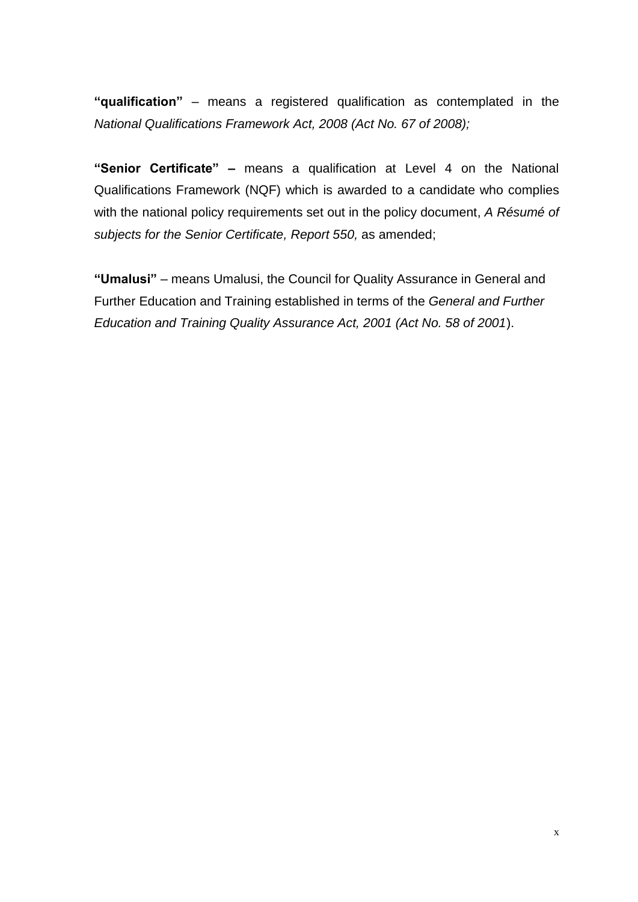**"qualification"** – means a registered qualification as contemplated in the *National Qualifications Framework Act, 2008 (Act No. 67 of 2008);*

**"Senior Certificate" –** means a qualification at Level 4 on the National Qualifications Framework (NQF) which is awarded to a candidate who complies with the national policy requirements set out in the policy document, *A Résumé of subjects for the Senior Certificate, Report 550,* as amended;

**"Umalusi"** – means Umalusi, the Council for Quality Assurance in General and Further Education and Training established in terms of the *General and Further Education and Training Quality Assurance Act, 2001 (Act No. 58 of 2001*).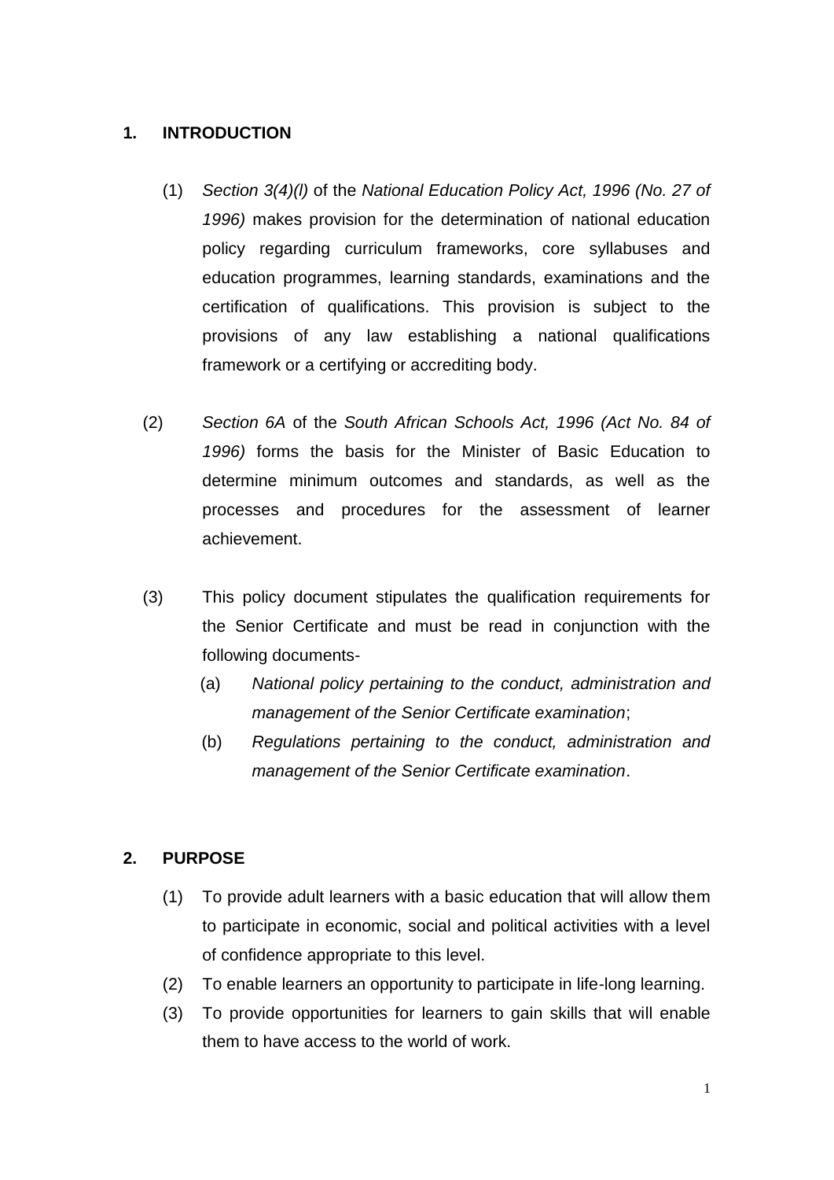## 1. INTRODUCTION

(1) *Section 3(4)(l)* of the *National Education Policy Act, 1996 (No. 27 of 1996)* makes provision for the determination of national education policy regarding curriculum frameworks, core syllabuses and education programmes, learning standards, examinations and the certification of qualifications. This provision is subject to the provisions of any law establishing a national qualifications framework or a certifying or accrediting body.

(2) *Section 6A* of the *South African Schools Act, 1996 (Act No. 84 of 1996)* forms the basis for the Minister of Basic Education to determine minimum outcomes and standards, as well as the processes and procedures for the assessment of learner achievement.

(3) This policy document stipulates the qualification requirements for the Senior Certificate and must be read in conjunction with the following documents-

(a) *National policy pertaining to the conduct, administration and management of the Senior Certificate examination*;

(b) *Regulations pertaining to the conduct, administration and management of the Senior Certificate examination*.

## 2. PURPOSE

(1) To provide adult learners with a basic education that will allow them to participate in economic, social and political activities with a level of confidence appropriate to this level.

(2) To enable learners an opportunity to participate in life-long learning.

(3) To provide opportunities for learners to gain skills that will enable them to have access to the world of work.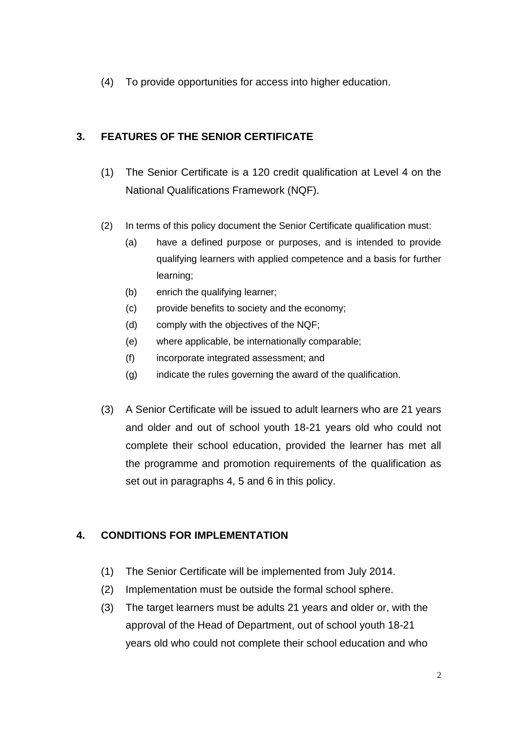(4) To provide opportunities for access into higher education.

## 3. FEATURES OF THE SENIOR CERTIFICATE

(1) The Senior Certificate is a 120 credit qualification at Level 4 on the National Qualifications Framework (NQF).

(2) In terms of this policy document the Senior Certificate qualification must:

- (a) have a defined purpose or purposes, and is intended to provide qualifying learners with applied competence and a basis for further learning;
- (b) enrich the qualifying learner;
- (c) provide benefits to society and the economy;
- (d) comply with the objectives of the NQF;
- (e) where applicable, be internationally comparable;
- (f) incorporate integrated assessment; and
- (g) indicate the rules governing the award of the qualification.

(3) A Senior Certificate will be issued to adult learners who are 21 years and older and out of school youth 18-21 years old who could not complete their school education, provided the learner has met all the programme and promotion requirements of the qualification as set out in paragraphs 4, 5 and 6 in this policy.

## 4. CONDITIONS FOR IMPLEMENTATION

(1) The Senior Certificate will be implemented from July 2014.

(2) Implementation must be outside the formal school sphere.

(3) The target learners must be adults 21 years and older or, with the approval of the Head of Department, out of school youth 18-21 years old who could not complete their school education and who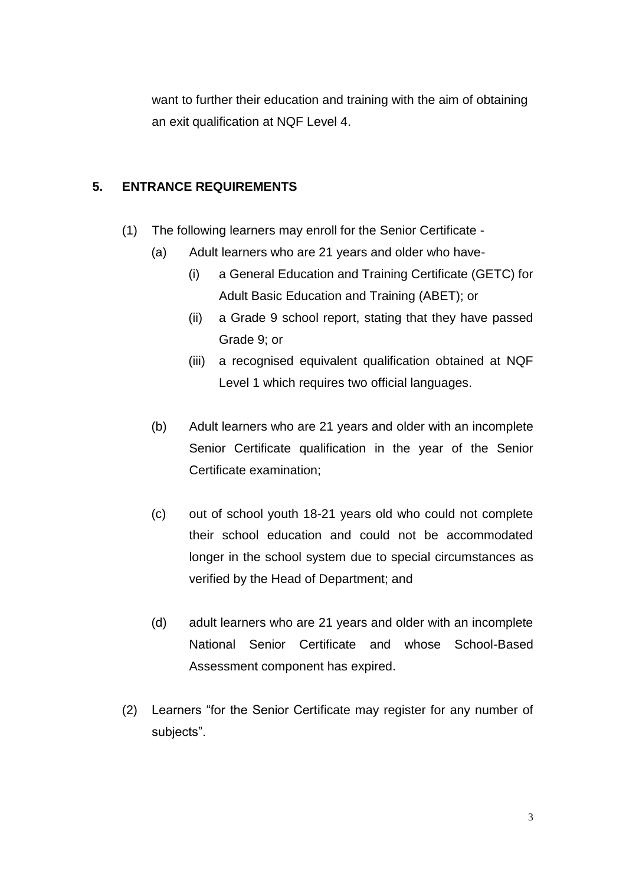want to further their education and training with the aim of obtaining an exit qualification at NQF Level 4.

## 5. ENTRANCE REQUIREMENTS

(1) The following learners may enroll for the Senior Certificate -

(a) Adult learners who are 21 years and older who have-

(i) a General Education and Training Certificate (GETC) for Adult Basic Education and Training (ABET); or

(ii) a Grade 9 school report, stating that they have passed Grade 9; or

(iii) a recognised equivalent qualification obtained at NQF Level 1 which requires two official languages.

(b) Adult learners who are 21 years and older with an incomplete Senior Certificate qualification in the year of the Senior Certificate examination;

(c) out of school youth 18-21 years old who could not complete their school education and could not be accommodated longer in the school system due to special circumstances as verified by the Head of Department; and

(d) adult learners who are 21 years and older with an incomplete National Senior Certificate and whose School-Based Assessment component has expired.

(2) Learners "for the Senior Certificate may register for any number of subjects".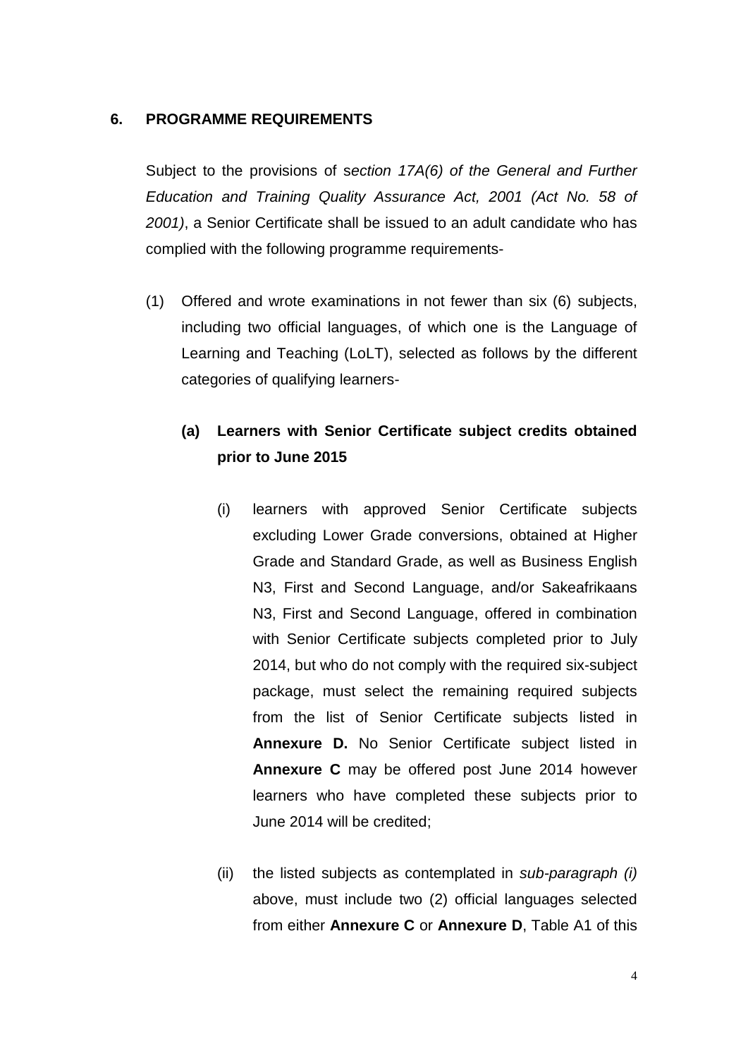## 6. PROGRAMME REQUIREMENTS

Subject to the provisions of *section 17A(6) of the General and Further Education and Training Quality Assurance Act, 2001 (Act No. 58 of 2001)*, a Senior Certificate shall be issued to an adult candidate who has complied with the following programme requirements-

(1) Offered and wrote examinations in not fewer than six (6) subjects, including two official languages, of which one is the Language of Learning and Teaching (LoLT), selected as follows by the different categories of qualifying learners-

**(a) Learners with Senior Certificate subject credits obtained prior to June 2015**

(i) learners with approved Senior Certificate subjects excluding Lower Grade conversions, obtained at Higher Grade and Standard Grade, as well as Business English N3, First and Second Language, and/or Sakeafrikaans N3, First and Second Language, offered in combination with Senior Certificate subjects completed prior to July 2014, but who do not comply with the required six-subject package, must select the remaining required subjects from the list of Senior Certificate subjects listed in **Annexure D.** No Senior Certificate subject listed in **Annexure C** may be offered post June 2014 however learners who have completed these subjects prior to June 2014 will be credited;

(ii) the listed subjects as contemplated in *sub-paragraph (i)* above, must include two (2) official languages selected from either **Annexure C** or **Annexure D**, Table A1 of this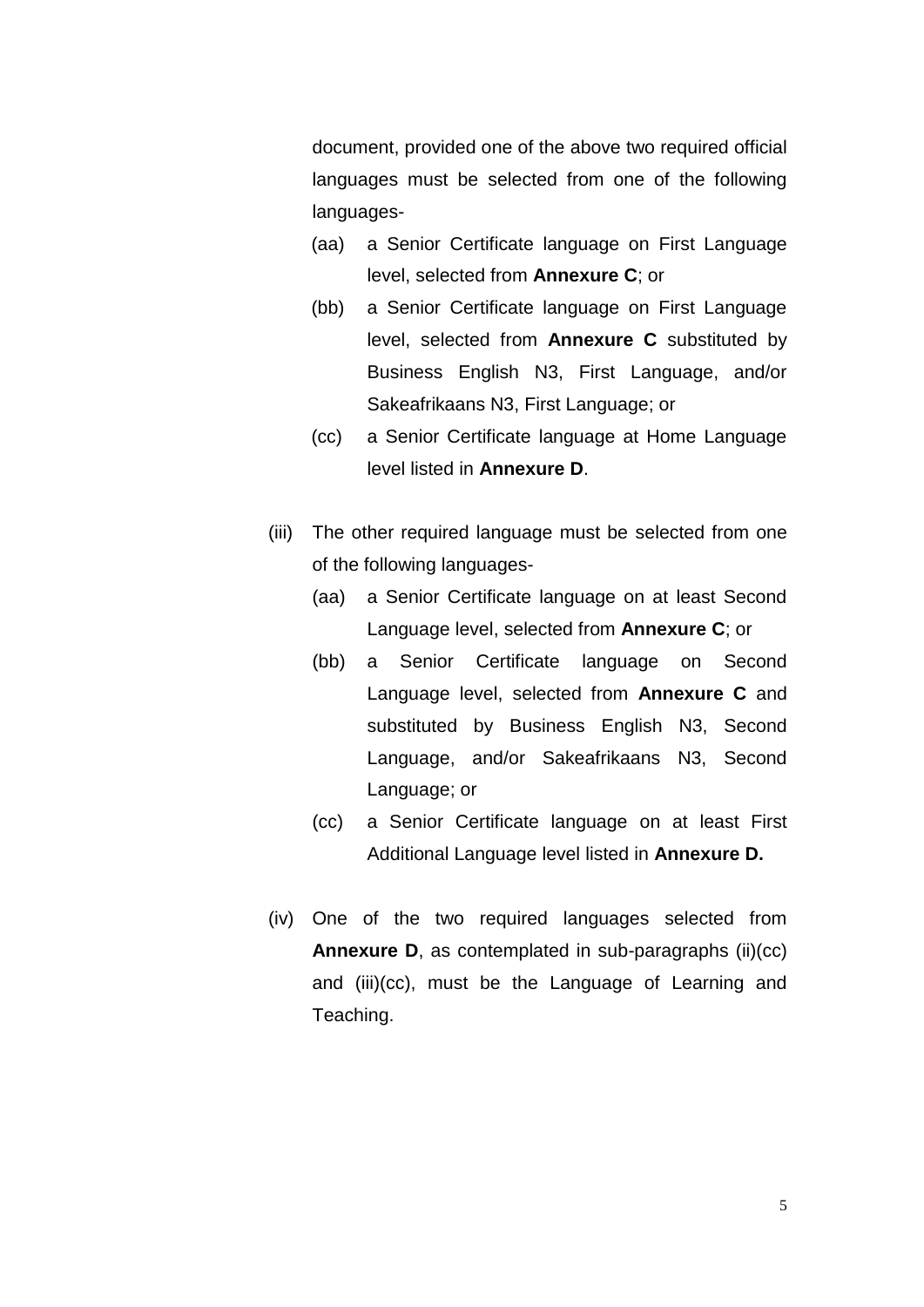document, provided one of the above two required official languages must be selected from one of the following languages-

(aa) a Senior Certificate language on First Language level, selected from **Annexure C**; or

(bb) a Senior Certificate language on First Language level, selected from **Annexure C** substituted by Business English N3, First Language, and/or Sakeafrikaans N3, First Language; or

(cc) a Senior Certificate language at Home Language level listed in **Annexure D**.

(iii) The other required language must be selected from one of the following languages-

(aa) a Senior Certificate language on at least Second Language level, selected from **Annexure C**; or

(bb) a Senior Certificate language on Second Language level, selected from **Annexure C** and substituted by Business English N3, Second Language, and/or Sakeafrikaans N3, Second Language; or

(cc) a Senior Certificate language on at least First Additional Language level listed in **Annexure D.**

(iv) One of the two required languages selected from **Annexure D**, as contemplated in sub-paragraphs (ii)(cc) and (iii)(cc), must be the Language of Learning and Teaching.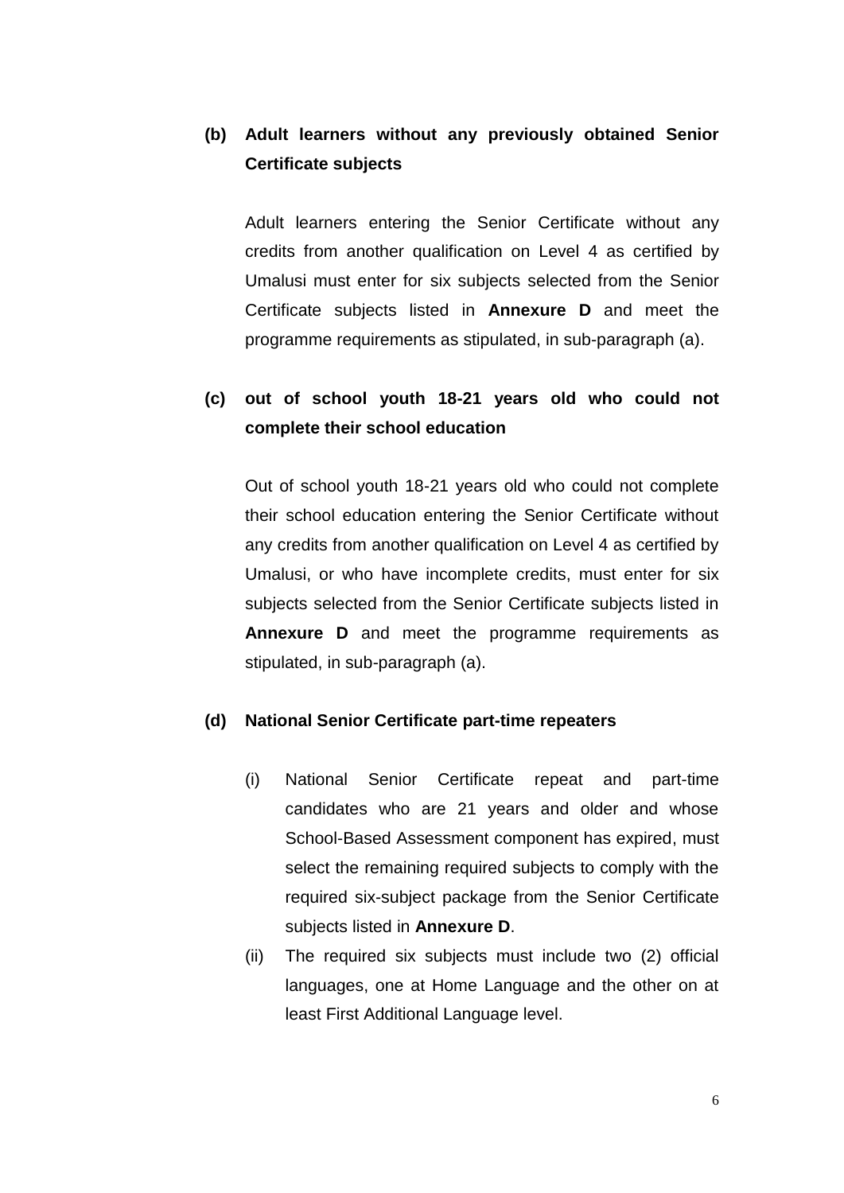**(b) Adult learners without any previously obtained Senior Certificate subjects**

Adult learners entering the Senior Certificate without any credits from another qualification on Level 4 as certified by Umalusi must enter for six subjects selected from the Senior Certificate subjects listed in **Annexure D** and meet the programme requirements as stipulated, in sub-paragraph (a).

**(c) out of school youth 18-21 years old who could not complete their school education**

Out of school youth 18-21 years old who could not complete their school education entering the Senior Certificate without any credits from another qualification on Level 4 as certified by Umalusi, or who have incomplete credits, must enter for six subjects selected from the Senior Certificate subjects listed in **Annexure D** and meet the programme requirements as stipulated, in sub-paragraph (a).

**(d) National Senior Certificate part-time repeaters**

(i) National Senior Certificate repeat and part-time candidates who are 21 years and older and whose School-Based Assessment component has expired, must select the remaining required subjects to comply with the required six-subject package from the Senior Certificate subjects listed in **Annexure D**.

(ii) The required six subjects must include two (2) official languages, one at Home Language and the other on at least First Additional Language level.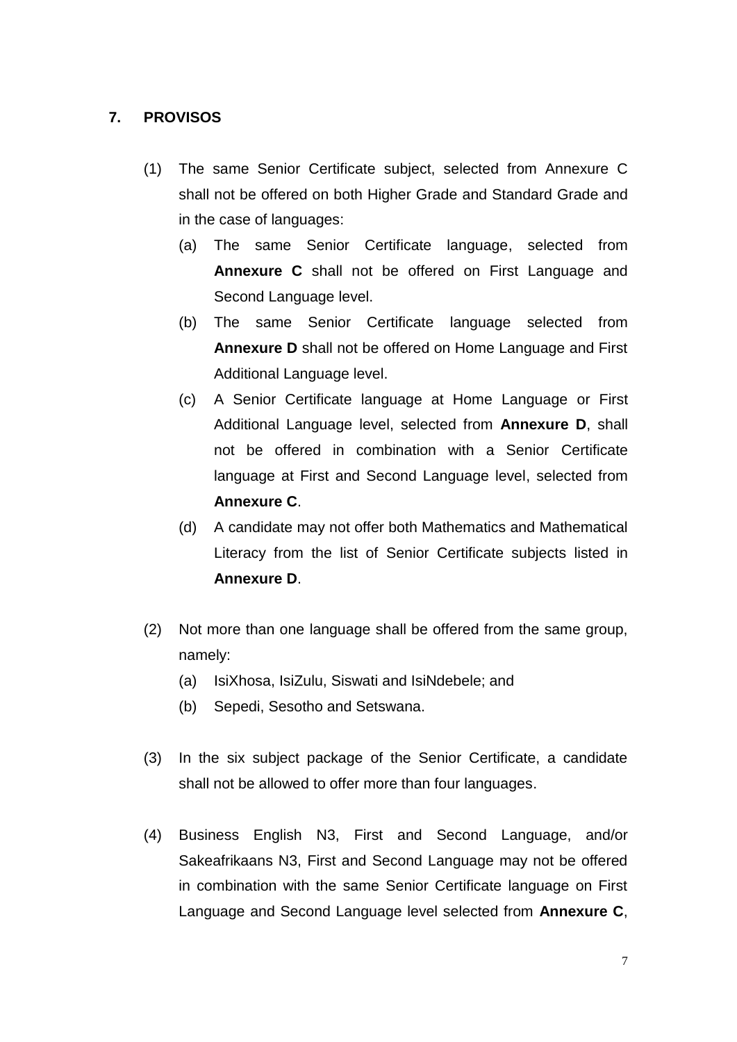## 7. PROVISOS

(1) The same Senior Certificate subject, selected from Annexure C shall not be offered on both Higher Grade and Standard Grade and in the case of languages:

   (a) The same Senior Certificate language, selected from **Annexure C** shall not be offered on First Language and Second Language level.

   (b) The same Senior Certificate language selected from **Annexure D** shall not be offered on Home Language and First Additional Language level.

   (c) A Senior Certificate language at Home Language or First Additional Language level, selected from **Annexure D**, shall not be offered in combination with a Senior Certificate language at First and Second Language level, selected from **Annexure C**.

   (d) A candidate may not offer both Mathematics and Mathematical Literacy from the list of Senior Certificate subjects listed in **Annexure D**.

(2) Not more than one language shall be offered from the same group, namely:

   (a) IsiXhosa, IsiZulu, Siswati and IsiNdebele; and

   (b) Sepedi, Sesotho and Setswana.

(3) In the six subject package of the Senior Certificate, a candidate shall not be allowed to offer more than four languages.

(4) Business English N3, First and Second Language, and/or Sakeafrikaans N3, First and Second Language may not be offered in combination with the same Senior Certificate language on First Language and Second Language level selected from **Annexure C**,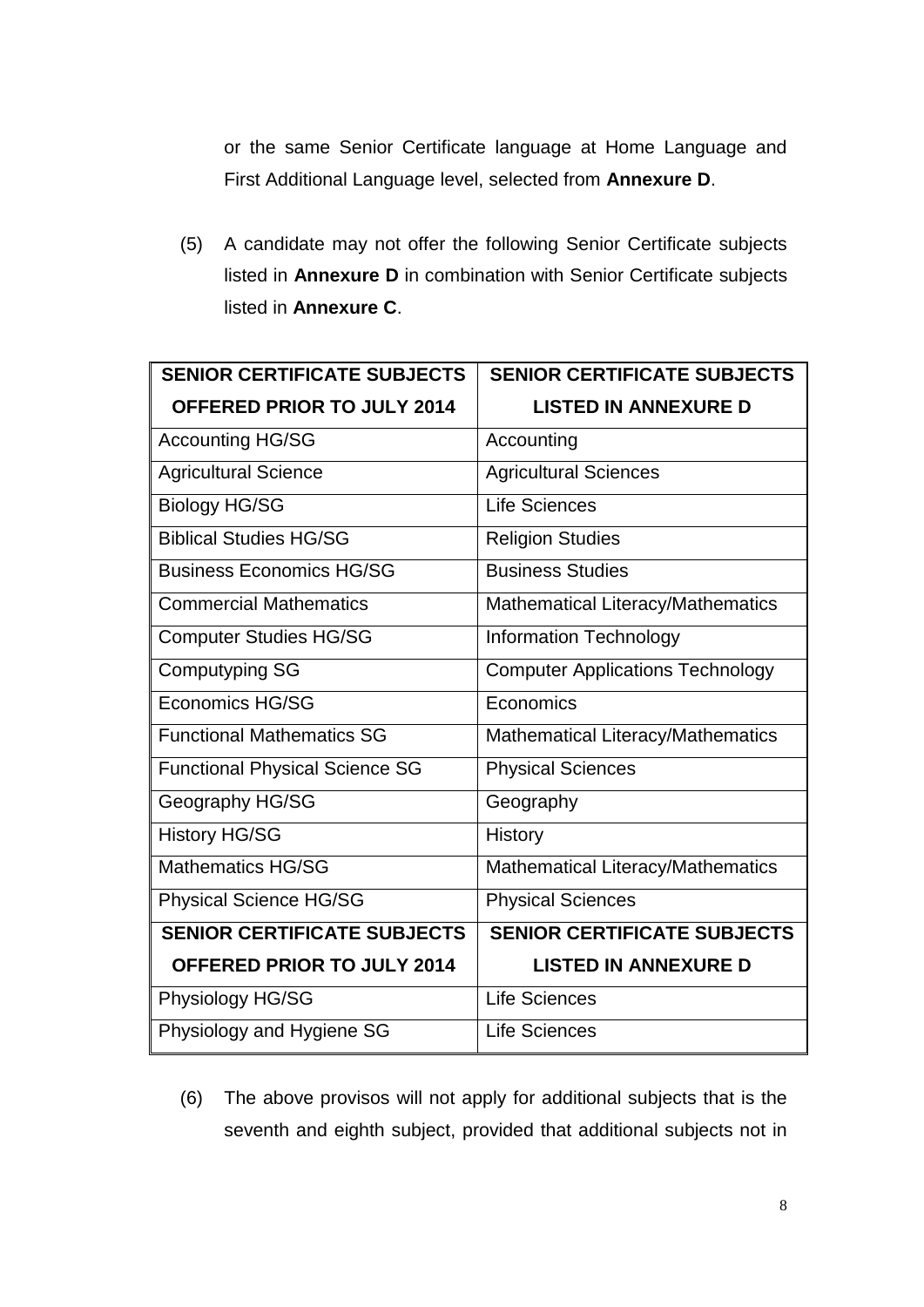or the same Senior Certificate language at Home Language and First Additional Language level, selected from **Annexure D**.

(5) A candidate may not offer the following Senior Certificate subjects listed in **Annexure D** in combination with Senior Certificate subjects listed in **Annexure C**.

| SENIOR CERTIFICATE SUBJECTS OFFERED PRIOR TO JULY 2014 | SENIOR CERTIFICATE SUBJECTS LISTED IN ANNEXURE D |
|---|---|
| Accounting HG/SG | Accounting |
| Agricultural Science | Agricultural Sciences |
| Biology HG/SG | Life Sciences |
| Biblical Studies HG/SG | Religion Studies |
| Business Economics HG/SG | Business Studies |
| Commercial Mathematics | Mathematical Literacy/Mathematics |
| Computer Studies HG/SG | Information Technology |
| Computyping SG | Computer Applications Technology |
| Economics HG/SG | Economics |
| Functional Mathematics SG | Mathematical Literacy/Mathematics |
| Functional Physical Science SG | Physical Sciences |
| Geography HG/SG | Geography |
| History HG/SG | History |
| Mathematics HG/SG | Mathematical Literacy/Mathematics |
| Physical Science HG/SG | Physical Sciences |
| Physiology HG/SG | Life Sciences |
| Physiology and Hygiene SG | Life Sciences |

(6) The above provisos will not apply for additional subjects that is the seventh and eighth subject, provided that additional subjects not in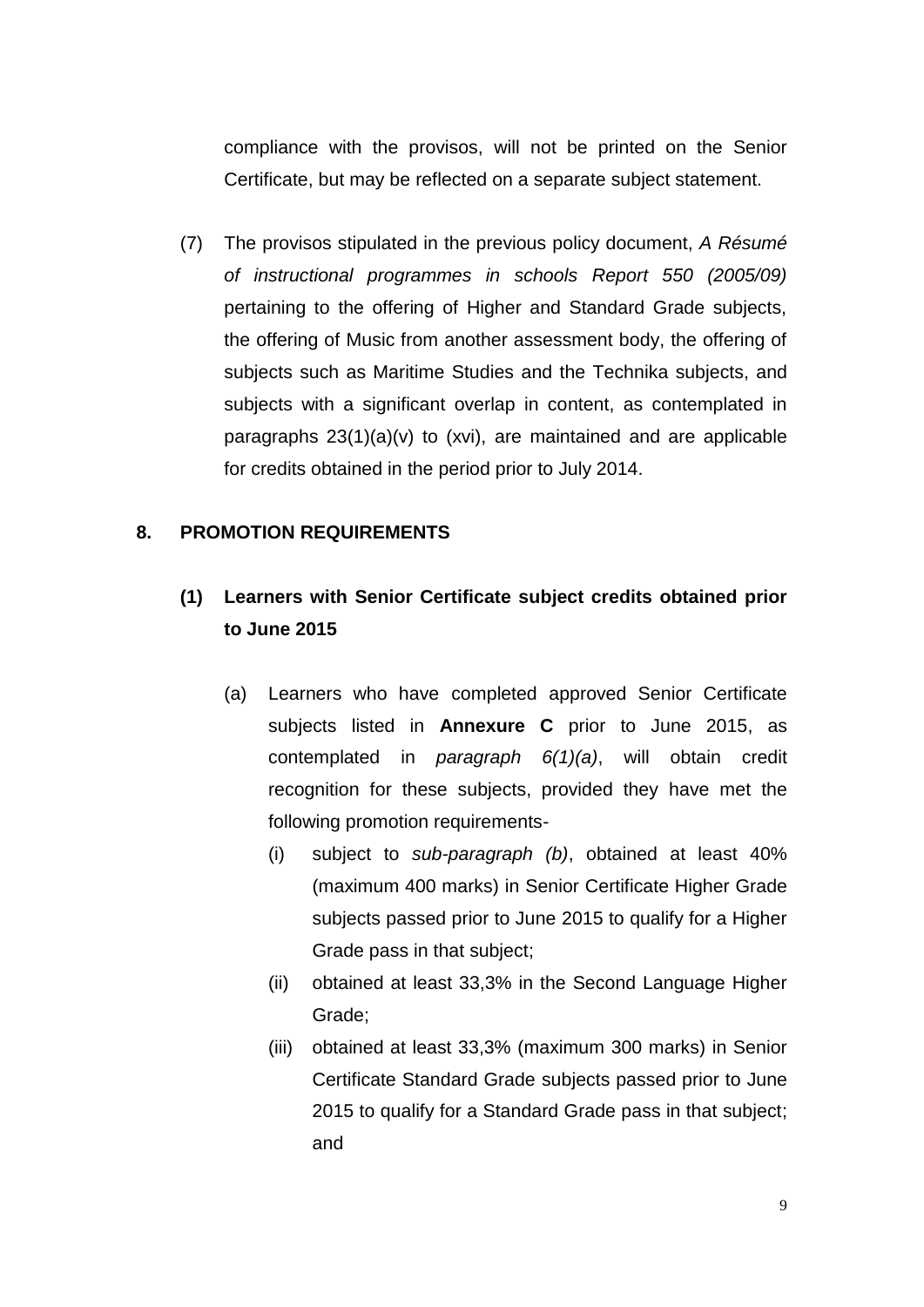compliance with the provisos, will not be printed on the Senior Certificate, but may be reflected on a separate subject statement.

(7) The provisos stipulated in the previous policy document, *A Résumé of instructional programmes in schools Report 550 (2005/09)* pertaining to the offering of Higher and Standard Grade subjects, the offering of Music from another assessment body, the offering of subjects such as Maritime Studies and the Technika subjects, and subjects with a significant overlap in content, as contemplated in paragraphs 23(1)(a)(v) to (xvi), are maintained and are applicable for credits obtained in the period prior to July 2014.

## 8. PROMOTION REQUIREMENTS

### (1) Learners with Senior Certificate subject credits obtained prior to June 2015

(a) Learners who have completed approved Senior Certificate subjects listed in **Annexure C** prior to June 2015, as contemplated in *paragraph 6(1)(a)*, will obtain credit recognition for these subjects, provided they have met the following promotion requirements-

(i) subject to *sub-paragraph (b)*, obtained at least 40% (maximum 400 marks) in Senior Certificate Higher Grade subjects passed prior to June 2015 to qualify for a Higher Grade pass in that subject;

(ii) obtained at least 33,3% in the Second Language Higher Grade;

(iii) obtained at least 33,3% (maximum 300 marks) in Senior Certificate Standard Grade subjects passed prior to June 2015 to qualify for a Standard Grade pass in that subject; and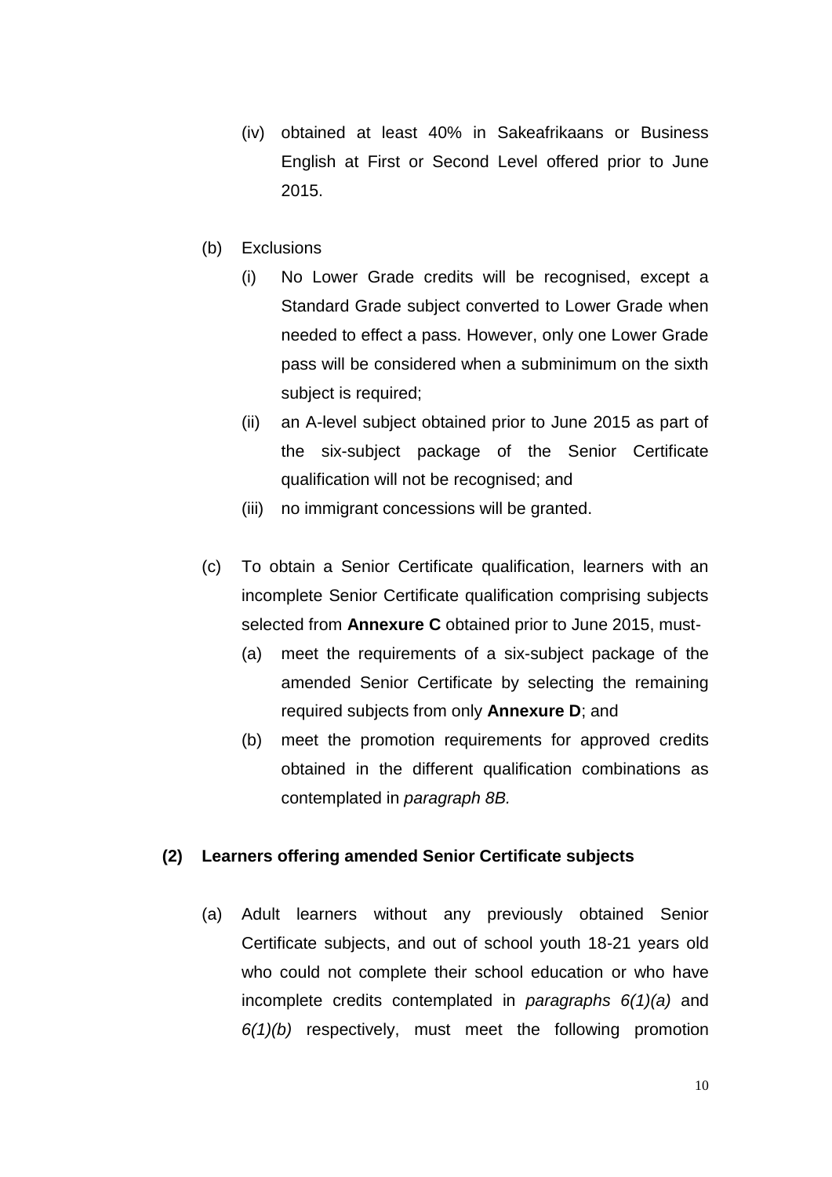(iv) obtained at least 40% in Sakeafrikaans or Business English at First or Second Level offered prior to June 2015.

(b) Exclusions

(i) No Lower Grade credits will be recognised, except a Standard Grade subject converted to Lower Grade when needed to effect a pass. However, only one Lower Grade pass will be considered when a subminimum on the sixth subject is required;

(ii) an A-level subject obtained prior to June 2015 as part of the six-subject package of the Senior Certificate qualification will not be recognised; and

(iii) no immigrant concessions will be granted.

(c) To obtain a Senior Certificate qualification, learners with an incomplete Senior Certificate qualification comprising subjects selected from **Annexure C** obtained prior to June 2015, must-

(a) meet the requirements of a six-subject package of the amended Senior Certificate by selecting the remaining required subjects from only **Annexure D**; and

(b) meet the promotion requirements for approved credits obtained in the different qualification combinations as contemplated in *paragraph 8B.*

**(2) Learners offering amended Senior Certificate subjects**

(a) Adult learners without any previously obtained Senior Certificate subjects, and out of school youth 18-21 years old who could not complete their school education or who have incomplete credits contemplated in *paragraphs 6(1)(a)* and *6(1)(b)* respectively, must meet the following promotion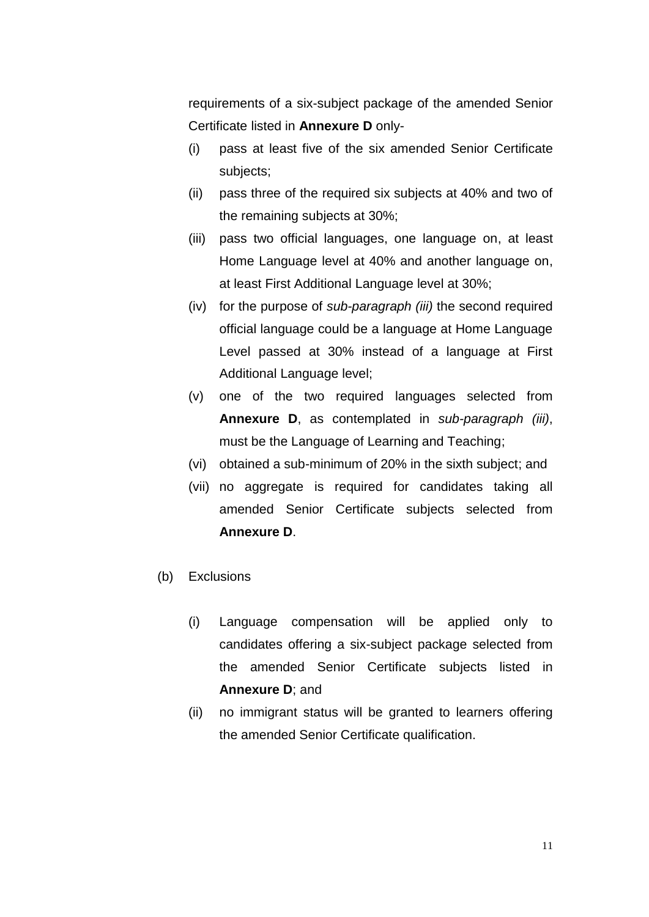requirements of a six-subject package of the amended Senior Certificate listed in **Annexure D** only-

(i) pass at least five of the six amended Senior Certificate subjects;

(ii) pass three of the required six subjects at 40% and two of the remaining subjects at 30%;

(iii) pass two official languages, one language on, at least Home Language level at 40% and another language on, at least First Additional Language level at 30%;

(iv) for the purpose of *sub-paragraph (iii)* the second required official language could be a language at Home Language Level passed at 30% instead of a language at First Additional Language level;

(v) one of the two required languages selected from **Annexure D**, as contemplated in *sub-paragraph (iii)*, must be the Language of Learning and Teaching;

(vi) obtained a sub-minimum of 20% in the sixth subject; and

(vii) no aggregate is required for candidates taking all amended Senior Certificate subjects selected from **Annexure D**.

(b) Exclusions

(i) Language compensation will be applied only to candidates offering a six-subject package selected from the amended Senior Certificate subjects listed in **Annexure D**; and

(ii) no immigrant status will be granted to learners offering the amended Senior Certificate qualification.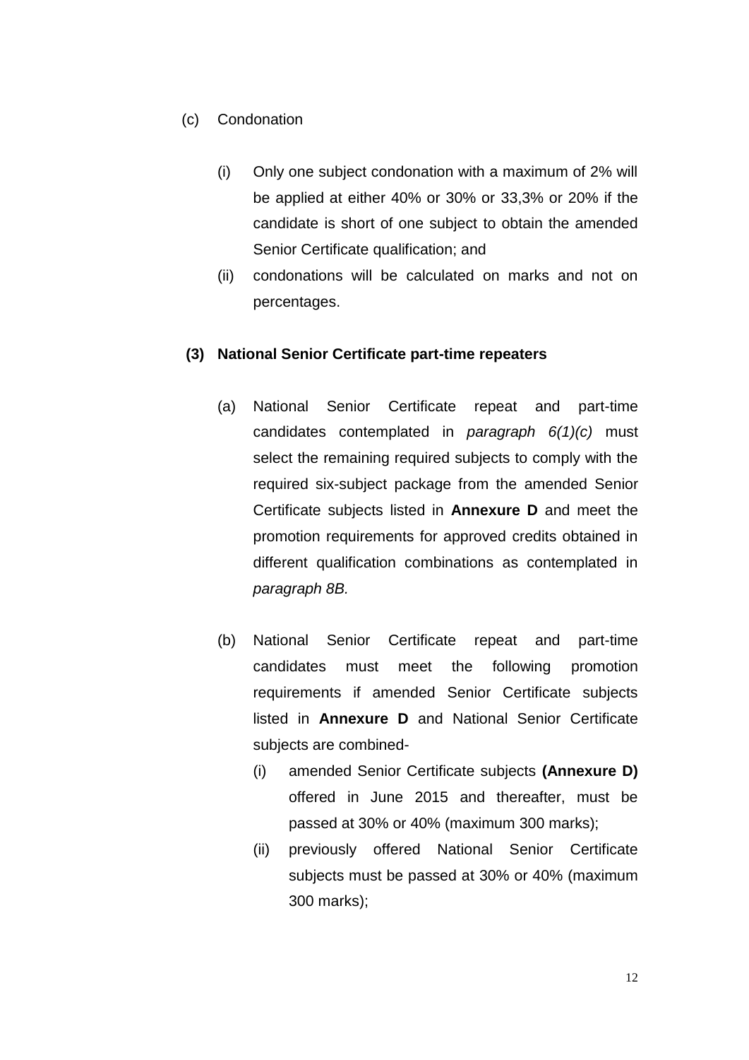(c) Condonation

(i) Only one subject condonation with a maximum of 2% will be applied at either 40% or 30% or 33,3% or 20% if the candidate is short of one subject to obtain the amended Senior Certificate qualification; and

(ii) condonations will be calculated on marks and not on percentages.

**(3) National Senior Certificate part-time repeaters**

(a) National Senior Certificate repeat and part-time candidates contemplated in *paragraph 6(1)(c)* must select the remaining required subjects to comply with the required six-subject package from the amended Senior Certificate subjects listed in **Annexure D** and meet the promotion requirements for approved credits obtained in different qualification combinations as contemplated in *paragraph 8B.*

(b) National Senior Certificate repeat and part-time candidates must meet the following promotion requirements if amended Senior Certificate subjects listed in **Annexure D** and National Senior Certificate subjects are combined-

(i) amended Senior Certificate subjects **(Annexure D)** offered in June 2015 and thereafter, must be passed at 30% or 40% (maximum 300 marks);

(ii) previously offered National Senior Certificate subjects must be passed at 30% or 40% (maximum 300 marks);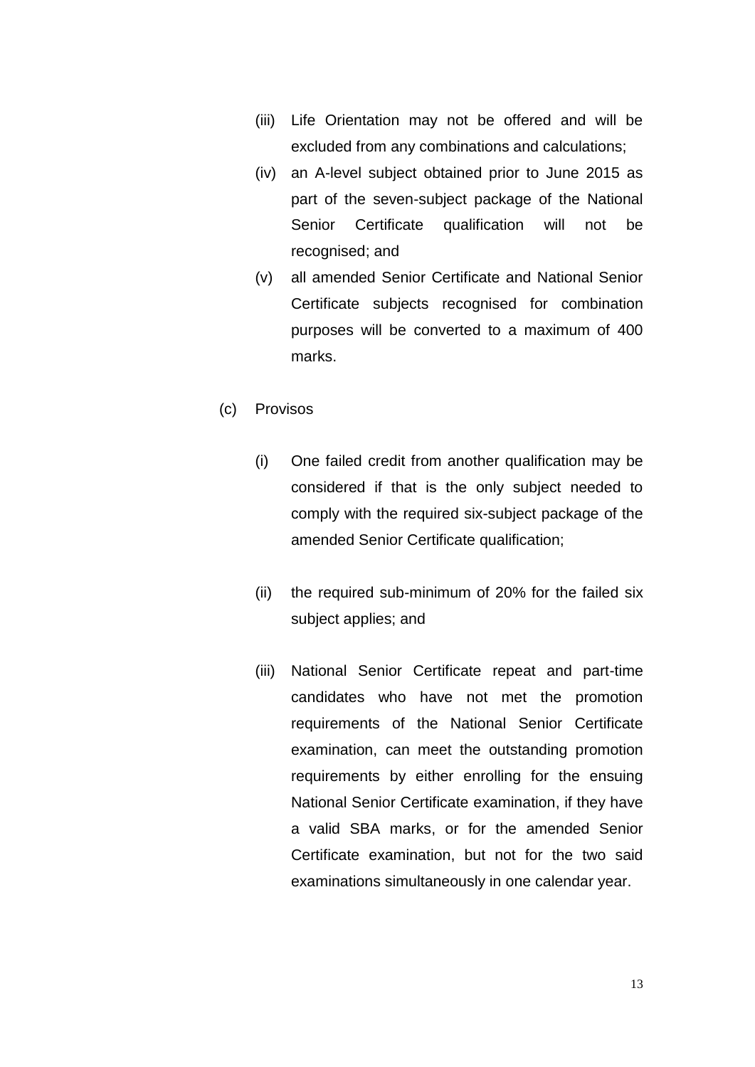(iii) Life Orientation may not be offered and will be excluded from any combinations and calculations;

(iv) an A-level subject obtained prior to June 2015 as part of the seven-subject package of the National Senior Certificate qualification will not be recognised; and

(v) all amended Senior Certificate and National Senior Certificate subjects recognised for combination purposes will be converted to a maximum of 400 marks.

(c) Provisos

(i) One failed credit from another qualification may be considered if that is the only subject needed to comply with the required six-subject package of the amended Senior Certificate qualification;

(ii) the required sub-minimum of 20% for the failed six subject applies; and

(iii) National Senior Certificate repeat and part-time candidates who have not met the promotion requirements of the National Senior Certificate examination, can meet the outstanding promotion requirements by either enrolling for the ensuing National Senior Certificate examination, if they have a valid SBA marks, or for the amended Senior Certificate examination, but not for the two said examinations simultaneously in one calendar year.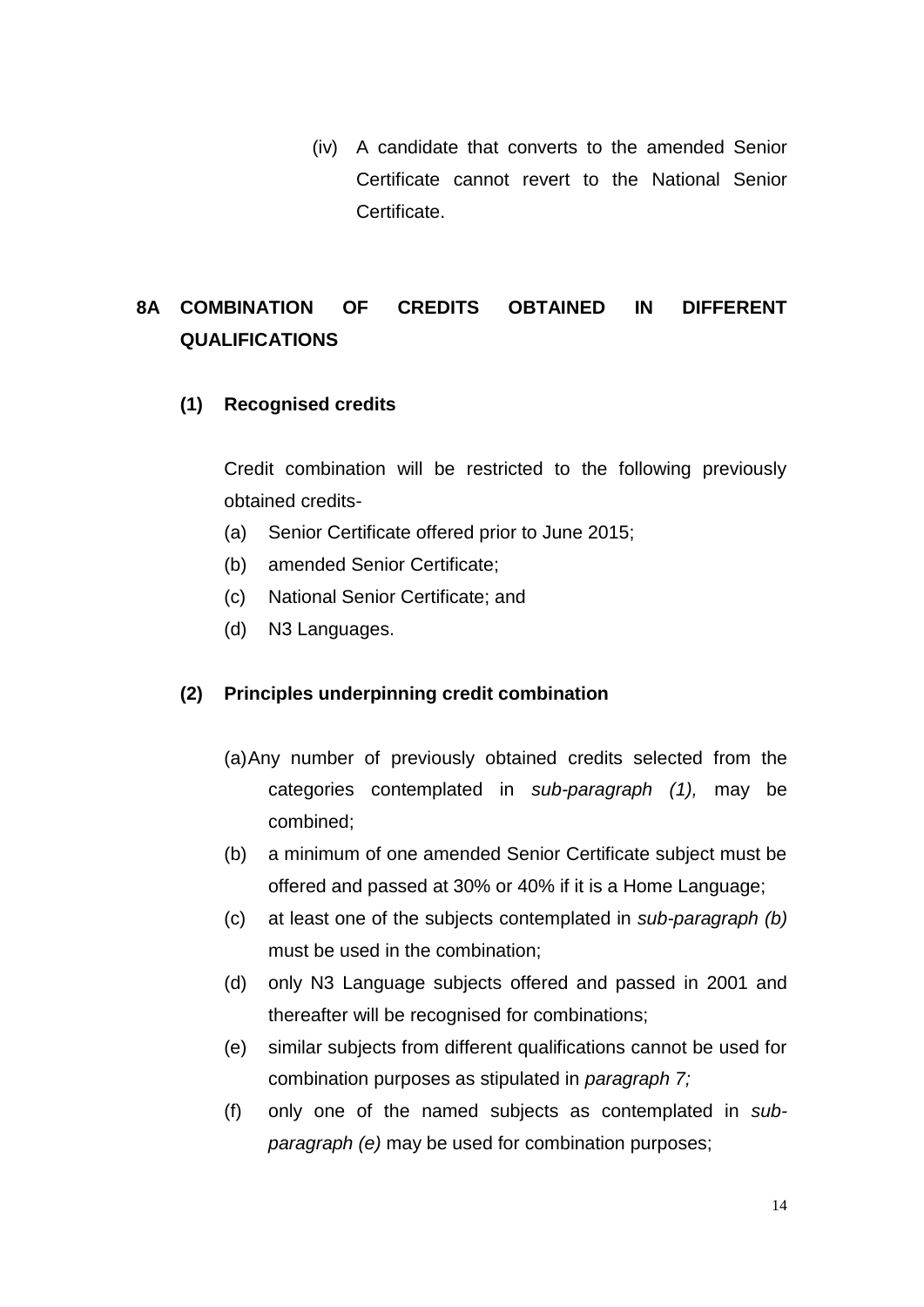(iv) A candidate that converts to the amended Senior Certificate cannot revert to the National Senior Certificate.

## 8A COMBINATION OF CREDITS OBTAINED IN DIFFERENT QUALIFICATIONS

### (1) Recognised credits

Credit combination will be restricted to the following previously obtained credits-

(a) Senior Certificate offered prior to June 2015;

(b) amended Senior Certificate;

(c) National Senior Certificate; and

(d) N3 Languages.

### (2) Principles underpinning credit combination

(a) Any number of previously obtained credits selected from the categories contemplated in *sub-paragraph (1),* may be combined;

(b) a minimum of one amended Senior Certificate subject must be offered and passed at 30% or 40% if it is a Home Language;

(c) at least one of the subjects contemplated in *sub-paragraph (b)* must be used in the combination;

(d) only N3 Language subjects offered and passed in 2001 and thereafter will be recognised for combinations;

(e) similar subjects from different qualifications cannot be used for combination purposes as stipulated in *paragraph 7;*

(f) only one of the named subjects as contemplated in *sub-paragraph (e)* may be used for combination purposes;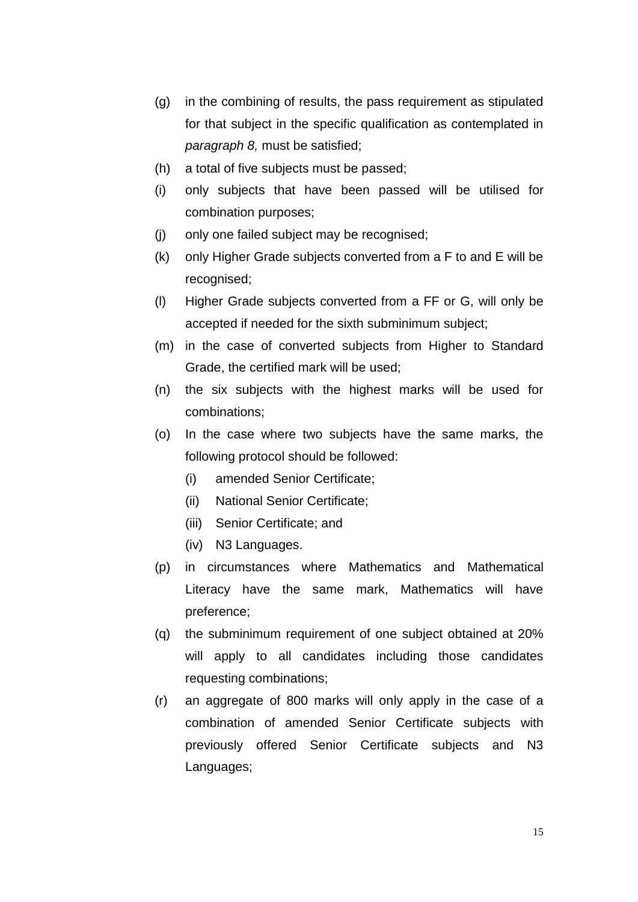(g) in the combining of results, the pass requirement as stipulated for that subject in the specific qualification as contemplated in *paragraph 8,* must be satisfied;

(h) a total of five subjects must be passed;

(i) only subjects that have been passed will be utilised for combination purposes;

(j) only one failed subject may be recognised;

(k) only Higher Grade subjects converted from a F to and E will be recognised;

(l) Higher Grade subjects converted from a FF or G, will only be accepted if needed for the sixth subminimum subject;

(m) in the case of converted subjects from Higher to Standard Grade, the certified mark will be used;

(n) the six subjects with the highest marks will be used for combinations;

(o) In the case where two subjects have the same marks, the following protocol should be followed:

    (i) amended Senior Certificate;

    (ii) National Senior Certificate;

    (iii) Senior Certificate; and

    (iv) N3 Languages.

(p) in circumstances where Mathematics and Mathematical Literacy have the same mark, Mathematics will have preference;

(q) the subminimum requirement of one subject obtained at 20% will apply to all candidates including those candidates requesting combinations;

(r) an aggregate of 800 marks will only apply in the case of a combination of amended Senior Certificate subjects with previously offered Senior Certificate subjects and N3 Languages;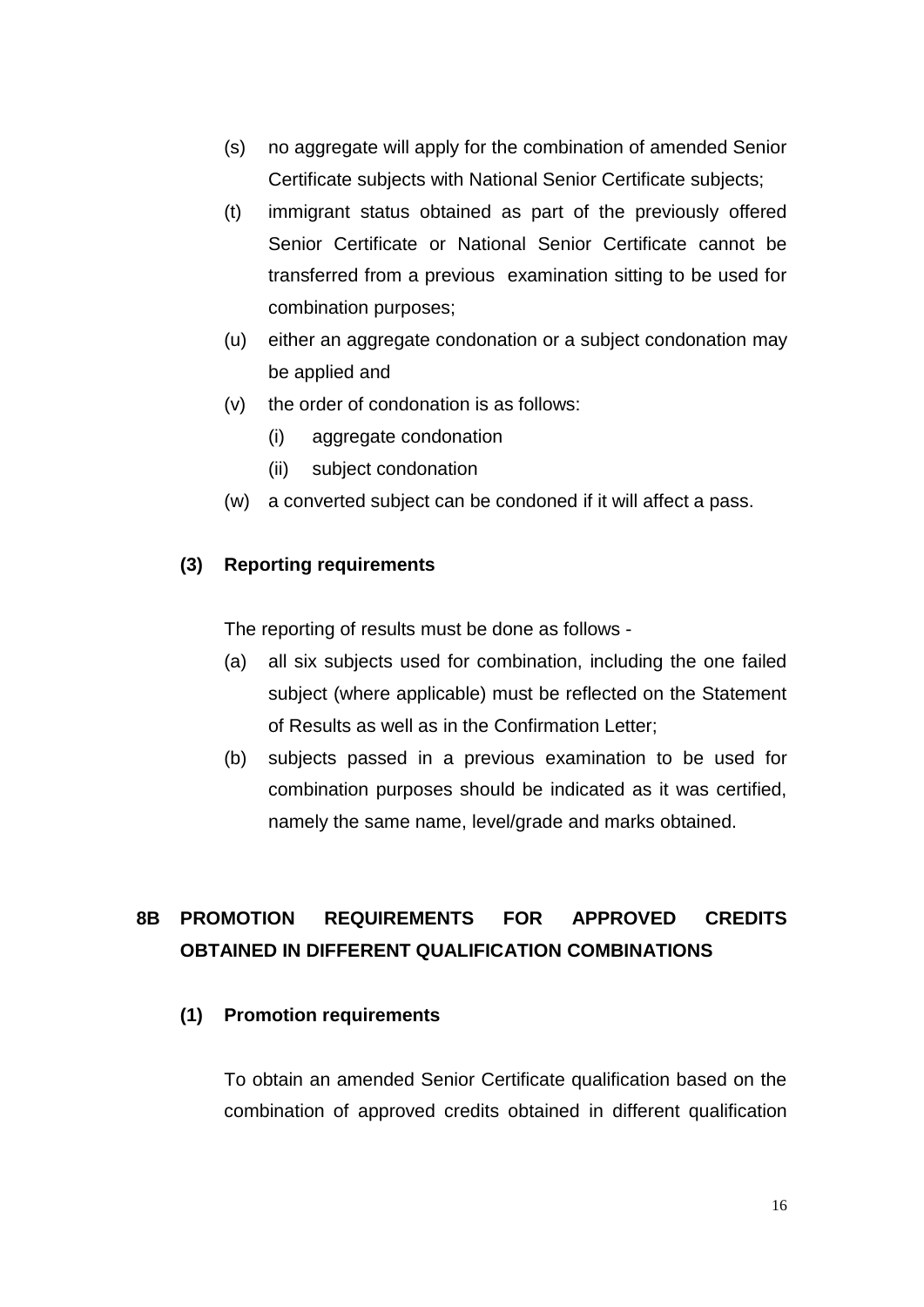(s) no aggregate will apply for the combination of amended Senior Certificate subjects with National Senior Certificate subjects;

(t) immigrant status obtained as part of the previously offered Senior Certificate or National Senior Certificate cannot be transferred from a previous examination sitting to be used for combination purposes;

(u) either an aggregate condonation or a subject condonation may be applied and

(v) the order of condonation is as follows:

  (i) aggregate condonation

  (ii) subject condonation

(w) a converted subject can be condoned if it will affect a pass.

**(3) Reporting requirements**

The reporting of results must be done as follows -

(a) all six subjects used for combination, including the one failed subject (where applicable) must be reflected on the Statement of Results as well as in the Confirmation Letter;

(b) subjects passed in a previous examination to be used for combination purposes should be indicated as it was certified, namely the same name, level/grade and marks obtained.

## 8B PROMOTION REQUIREMENTS FOR APPROVED CREDITS OBTAINED IN DIFFERENT QUALIFICATION COMBINATIONS

**(1) Promotion requirements**

To obtain an amended Senior Certificate qualification based on the combination of approved credits obtained in different qualification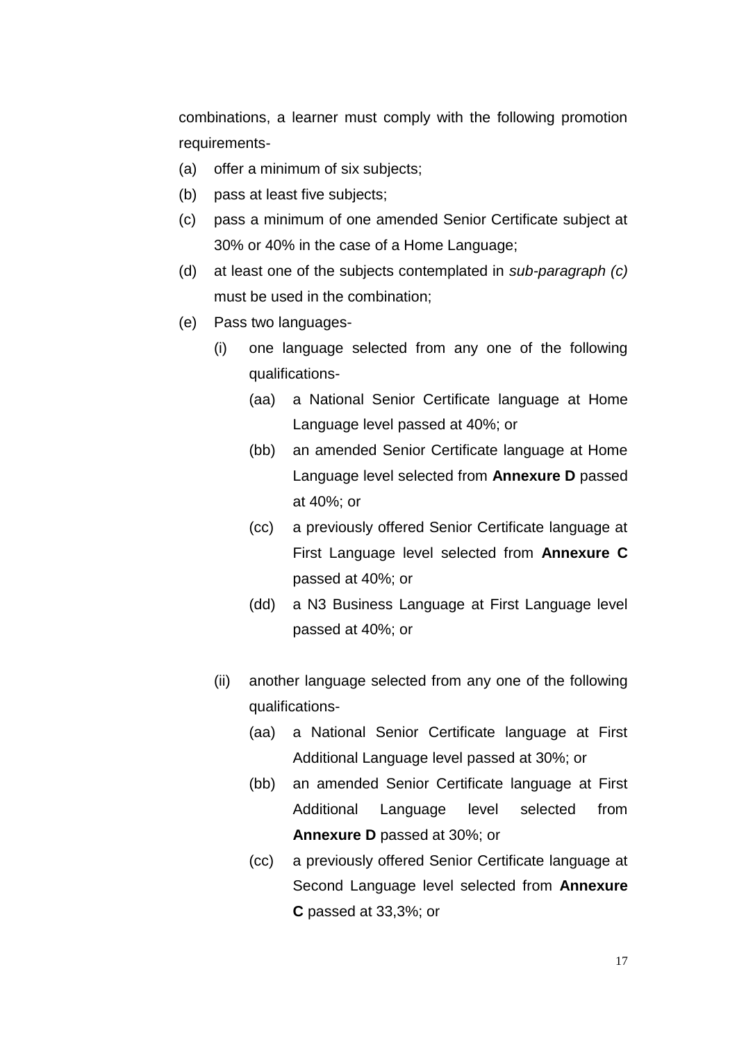combinations, a learner must comply with the following promotion requirements-

(a) offer a minimum of six subjects;

(b) pass at least five subjects;

(c) pass a minimum of one amended Senior Certificate subject at 30% or 40% in the case of a Home Language;

(d) at least one of the subjects contemplated in *sub-paragraph (c)* must be used in the combination;

(e) Pass two languages-

  (i) one language selected from any one of the following qualifications-

    (aa) a National Senior Certificate language at Home Language level passed at 40%; or

    (bb) an amended Senior Certificate language at Home Language level selected from **Annexure D** passed at 40%; or

    (cc) a previously offered Senior Certificate language at First Language level selected from **Annexure C** passed at 40%; or

    (dd) a N3 Business Language at First Language level passed at 40%; or

  (ii) another language selected from any one of the following qualifications-

    (aa) a National Senior Certificate language at First Additional Language level passed at 30%; or

    (bb) an amended Senior Certificate language at First Additional Language level selected from **Annexure D** passed at 30%; or

    (cc) a previously offered Senior Certificate language at Second Language level selected from **Annexure C** passed at 33,3%; or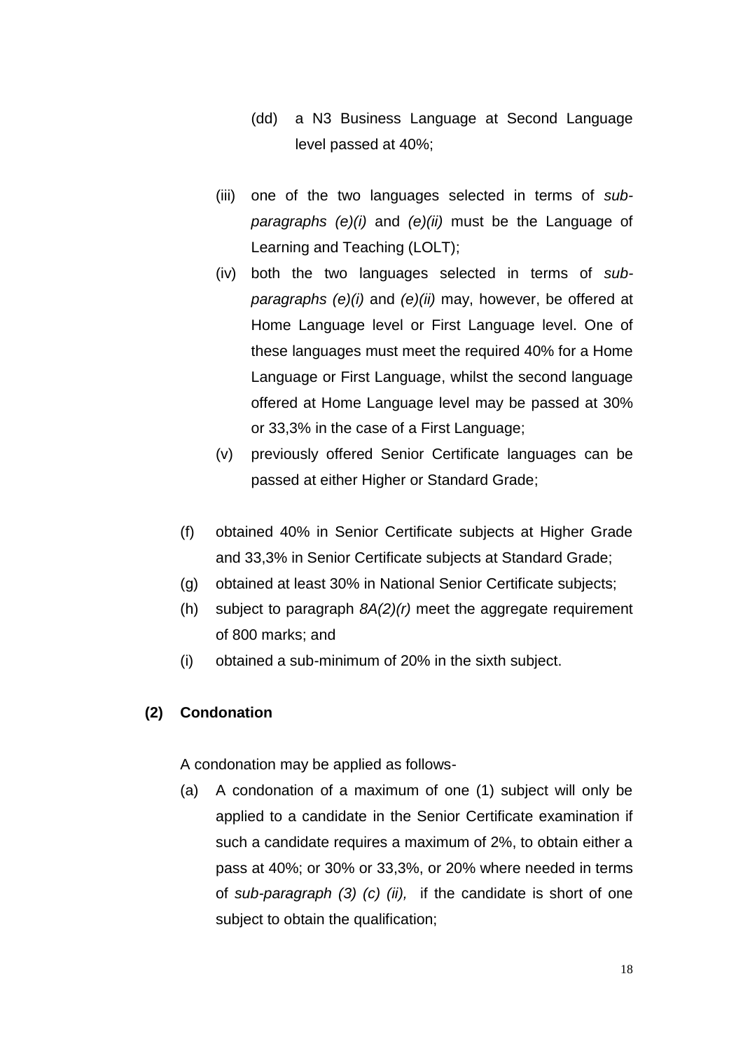(dd) a N3 Business Language at Second Language level passed at 40%;

(iii) one of the two languages selected in terms of *sub-paragraphs (e)(i)* and *(e)(ii)* must be the Language of Learning and Teaching (LOLT);

(iv) both the two languages selected in terms of *sub-paragraphs (e)(i)* and *(e)(ii)* may, however, be offered at Home Language level or First Language level. One of these languages must meet the required 40% for a Home Language or First Language, whilst the second language offered at Home Language level may be passed at 30% or 33,3% in the case of a First Language;

(v) previously offered Senior Certificate languages can be passed at either Higher or Standard Grade;

(f) obtained 40% in Senior Certificate subjects at Higher Grade and 33,3% in Senior Certificate subjects at Standard Grade;

(g) obtained at least 30% in National Senior Certificate subjects;

(h) subject to paragraph *8A(2)(r)* meet the aggregate requirement of 800 marks; and

(i) obtained a sub-minimum of 20% in the sixth subject.

**(2) Condonation**

A condonation may be applied as follows-

(a) A condonation of a maximum of one (1) subject will only be applied to a candidate in the Senior Certificate examination if such a candidate requires a maximum of 2%, to obtain either a pass at 40%; or 30% or 33,3%, or 20% where needed in terms of *sub-paragraph (3) (c) (ii),* if the candidate is short of one subject to obtain the qualification;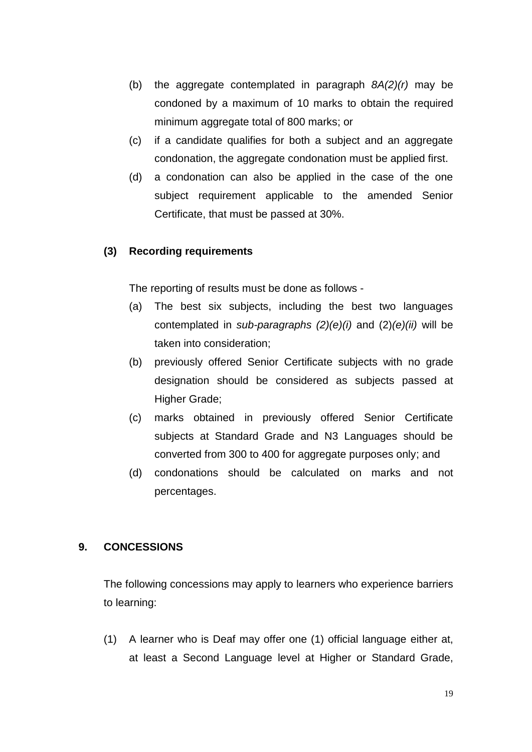(b) the aggregate contemplated in paragraph *8A(2)(r)* may be condoned by a maximum of 10 marks to obtain the required minimum aggregate total of 800 marks; or

(c) if a candidate qualifies for both a subject and an aggregate condonation, the aggregate condonation must be applied first.

(d) a condonation can also be applied in the case of the one subject requirement applicable to the amended Senior Certificate, that must be passed at 30%.

**(3) Recording requirements**

The reporting of results must be done as follows -

(a) The best six subjects, including the best two languages contemplated in *sub-paragraphs (2)(e)(i)* and (2)*(e)(ii)* will be taken into consideration;

(b) previously offered Senior Certificate subjects with no grade designation should be considered as subjects passed at Higher Grade;

(c) marks obtained in previously offered Senior Certificate subjects at Standard Grade and N3 Languages should be converted from 300 to 400 for aggregate purposes only; and

(d) condonations should be calculated on marks and not percentages.

## 9. CONCESSIONS

The following concessions may apply to learners who experience barriers to learning:

(1) A learner who is Deaf may offer one (1) official language either at, at least a Second Language level at Higher or Standard Grade,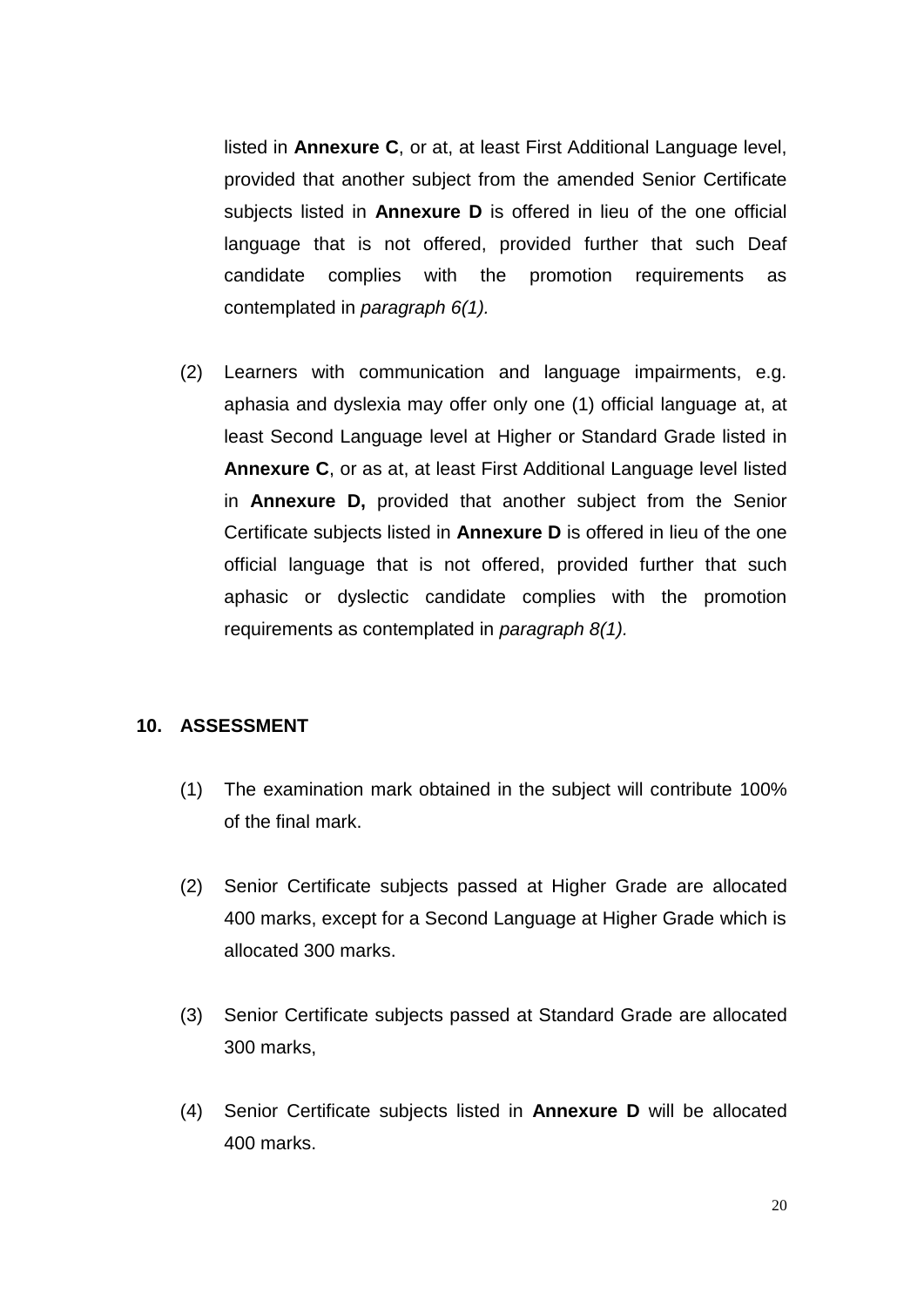listed in **Annexure C**, or at, at least First Additional Language level, provided that another subject from the amended Senior Certificate subjects listed in **Annexure D** is offered in lieu of the one official language that is not offered, provided further that such Deaf candidate complies with the promotion requirements as contemplated in *paragraph 6(1).*

(2) Learners with communication and language impairments, e.g. aphasia and dyslexia may offer only one (1) official language at, at least Second Language level at Higher or Standard Grade listed in **Annexure C**, or as at, at least First Additional Language level listed in **Annexure D,** provided that another subject from the Senior Certificate subjects listed in **Annexure D** is offered in lieu of the one official language that is not offered, provided further that such aphasic or dyslectic candidate complies with the promotion requirements as contemplated in *paragraph 8(1).*

## 10. ASSESSMENT

(1) The examination mark obtained in the subject will contribute 100% of the final mark.

(2) Senior Certificate subjects passed at Higher Grade are allocated 400 marks, except for a Second Language at Higher Grade which is allocated 300 marks.

(3) Senior Certificate subjects passed at Standard Grade are allocated 300 marks,

(4) Senior Certificate subjects listed in **Annexure D** will be allocated 400 marks.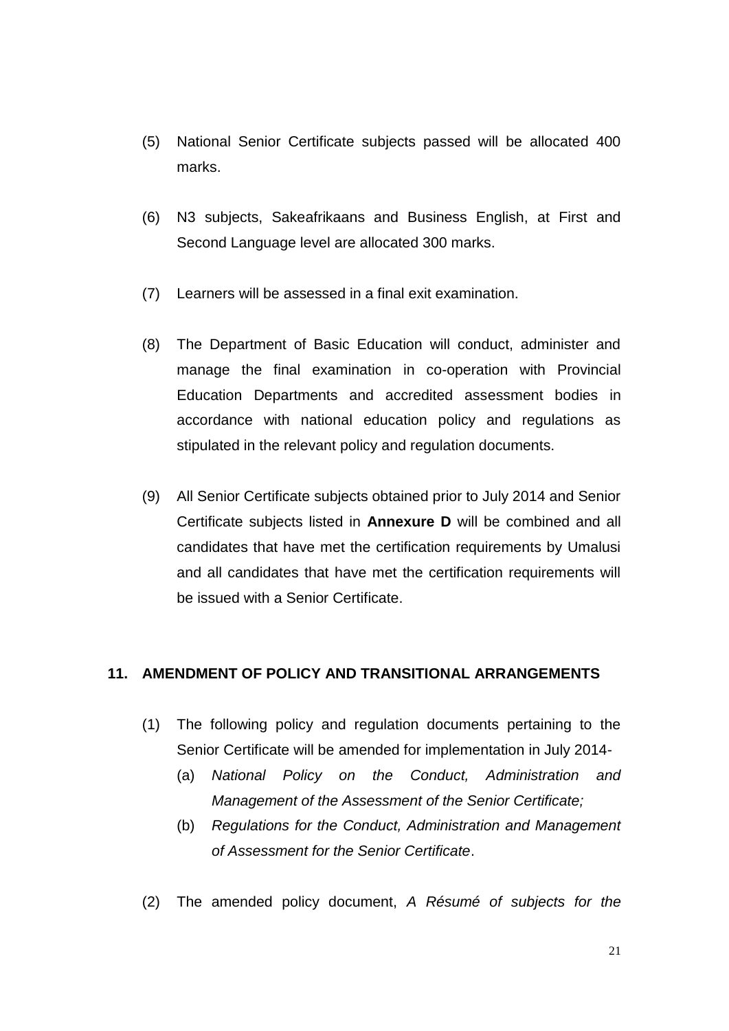(5) National Senior Certificate subjects passed will be allocated 400 marks.

(6) N3 subjects, Sakeafrikaans and Business English, at First and Second Language level are allocated 300 marks.

(7) Learners will be assessed in a final exit examination.

(8) The Department of Basic Education will conduct, administer and manage the final examination in co-operation with Provincial Education Departments and accredited assessment bodies in accordance with national education policy and regulations as stipulated in the relevant policy and regulation documents.

(9) All Senior Certificate subjects obtained prior to July 2014 and Senior Certificate subjects listed in **Annexure D** will be combined and all candidates that have met the certification requirements by Umalusi and all candidates that have met the certification requirements will be issued with a Senior Certificate.

## 11. AMENDMENT OF POLICY AND TRANSITIONAL ARRANGEMENTS

(1) The following policy and regulation documents pertaining to the Senior Certificate will be amended for implementation in July 2014-

  (a) *National Policy on the Conduct, Administration and Management of the Assessment of the Senior Certificate;*

  (b) *Regulations for the Conduct, Administration and Management of Assessment for the Senior Certificate*.

(2) The amended policy document, *A Résumé of subjects for the*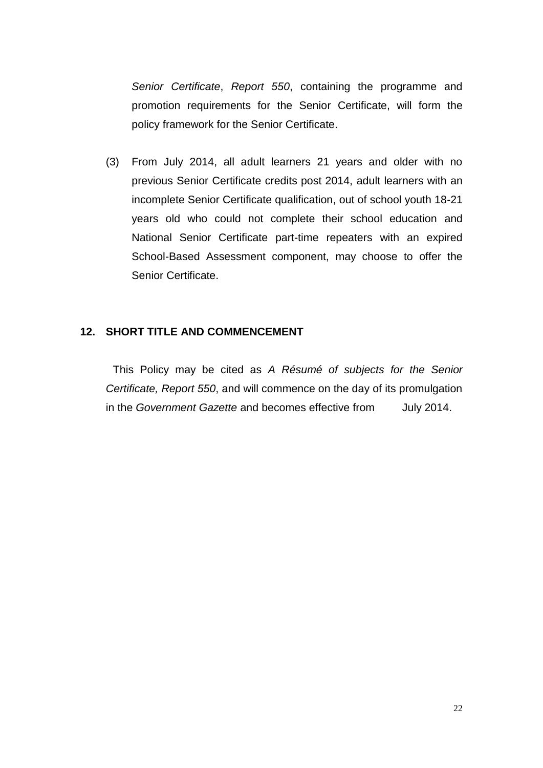*Senior Certificate*, *Report 550*, containing the programme and promotion requirements for the Senior Certificate, will form the policy framework for the Senior Certificate.

(3) From July 2014, all adult learners 21 years and older with no previous Senior Certificate credits post 2014, adult learners with an incomplete Senior Certificate qualification, out of school youth 18-21 years old who could not complete their school education and National Senior Certificate part-time repeaters with an expired School-Based Assessment component, may choose to offer the Senior Certificate.

## 12. SHORT TITLE AND COMMENCEMENT

This Policy may be cited as *A Résumé of subjects for the Senior Certificate, Report 550*, and will commence on the day of its promulgation in the *Government Gazette* and becomes effective from July 2014.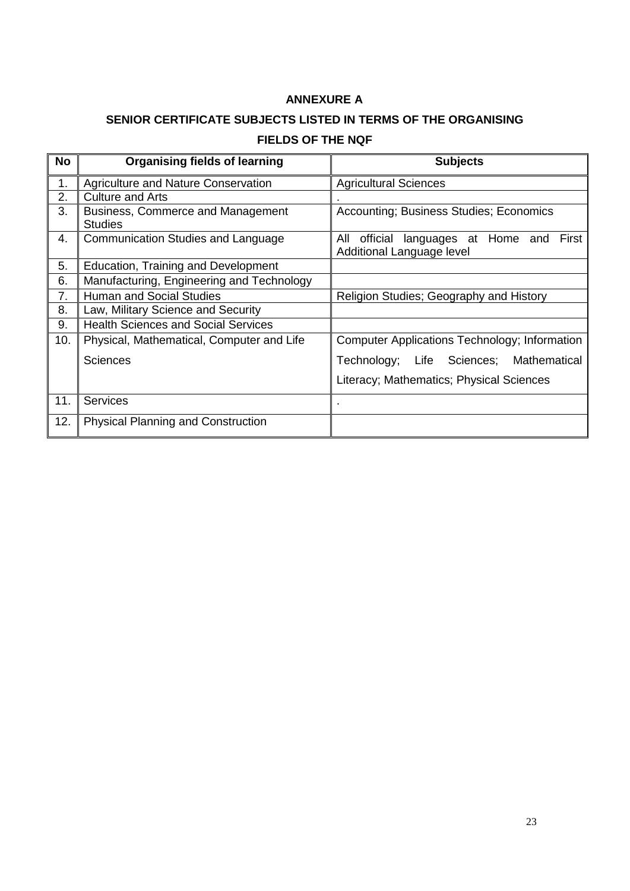**ANNEXURE A**

**SENIOR CERTIFICATE SUBJECTS LISTED IN TERMS OF THE ORGANISING FIELDS OF THE NQF**

| No | Organising fields of learning | Subjects |
|---|---|---|
| 1. | Agriculture and Nature Conservation | Agricultural Sciences |
| 2. | Culture and Arts | . |
| 3. | Business, Commerce and Management Studies | Accounting; Business Studies; Economics |
| 4. | Communication Studies and Language | All official languages at Home and First Additional Language level |
| 5. | Education, Training and Development | |
| 6. | Manufacturing, Engineering and Technology | |
| 7. | Human and Social Studies | Religion Studies; Geography and History |
| 8. | Law, Military Science and Security | |
| 9. | Health Sciences and Social Services | |
| 10. | Physical, Mathematical, Computer and Life Sciences | Computer Applications Technology; Information Technology; Life Sciences; Mathematical Literacy; Mathematics; Physical Sciences |
| 11. | Services | . |
| 12. | Physical Planning and Construction | |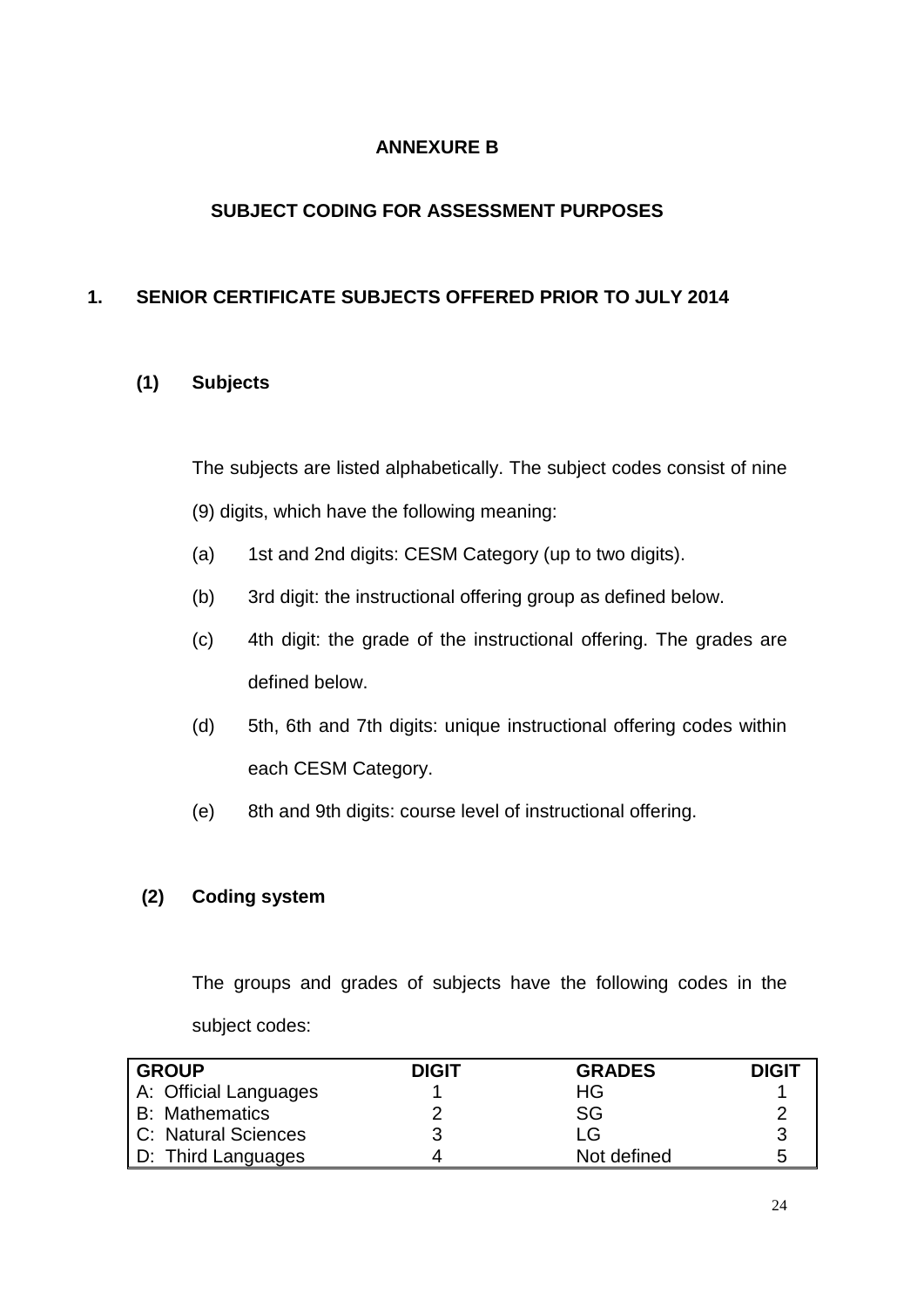# ANNEXURE B

## SUBJECT CODING FOR ASSESSMENT PURPOSES

### 1. SENIOR CERTIFICATE SUBJECTS OFFERED PRIOR TO JULY 2014

#### (1) Subjects

The subjects are listed alphabetically. The subject codes consist of nine (9) digits, which have the following meaning:

(a) 1st and 2nd digits: CESM Category (up to two digits).

(b) 3rd digit: the instructional offering group as defined below.

(c) 4th digit: the grade of the instructional offering. The grades are defined below.

(d) 5th, 6th and 7th digits: unique instructional offering codes within each CESM Category.

(e) 8th and 9th digits: course level of instructional offering.

#### (2) Coding system

The groups and grades of subjects have the following codes in the subject codes:

| GROUP | DIGIT | GRADES | DIGIT |
|---|---|---|---|
| A: Official Languages | 1 | HG | 1 |
| B: Mathematics | 2 | SG | 2 |
| C: Natural Sciences | 3 | LG | 3 |
| D: Third Languages | 4 | Not defined | 5 |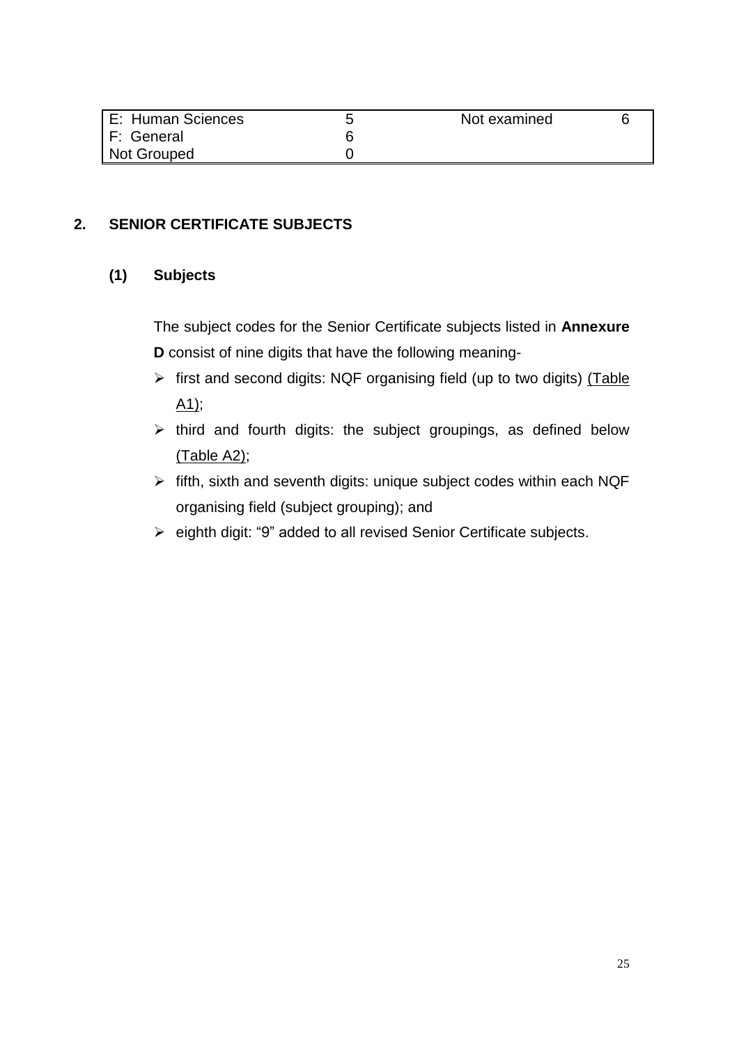| E: Human Sciences | 5 | Not examined | 6 |
| --- | --- | --- | --- |
| F: General | 6 | | |
| Not Grouped | 0 | | |

## 2. SENIOR CERTIFICATE SUBJECTS

### (1) Subjects

The subject codes for the Senior Certificate subjects listed in **Annexure D** consist of nine digits that have the following meaning-

- first and second digits: NQF organising field (up to two digits) (Table A1);
- third and fourth digits: the subject groupings, as defined below (Table A2);
- fifth, sixth and seventh digits: unique subject codes within each NQF organising field (subject grouping); and
- eighth digit: "9" added to all revised Senior Certificate subjects.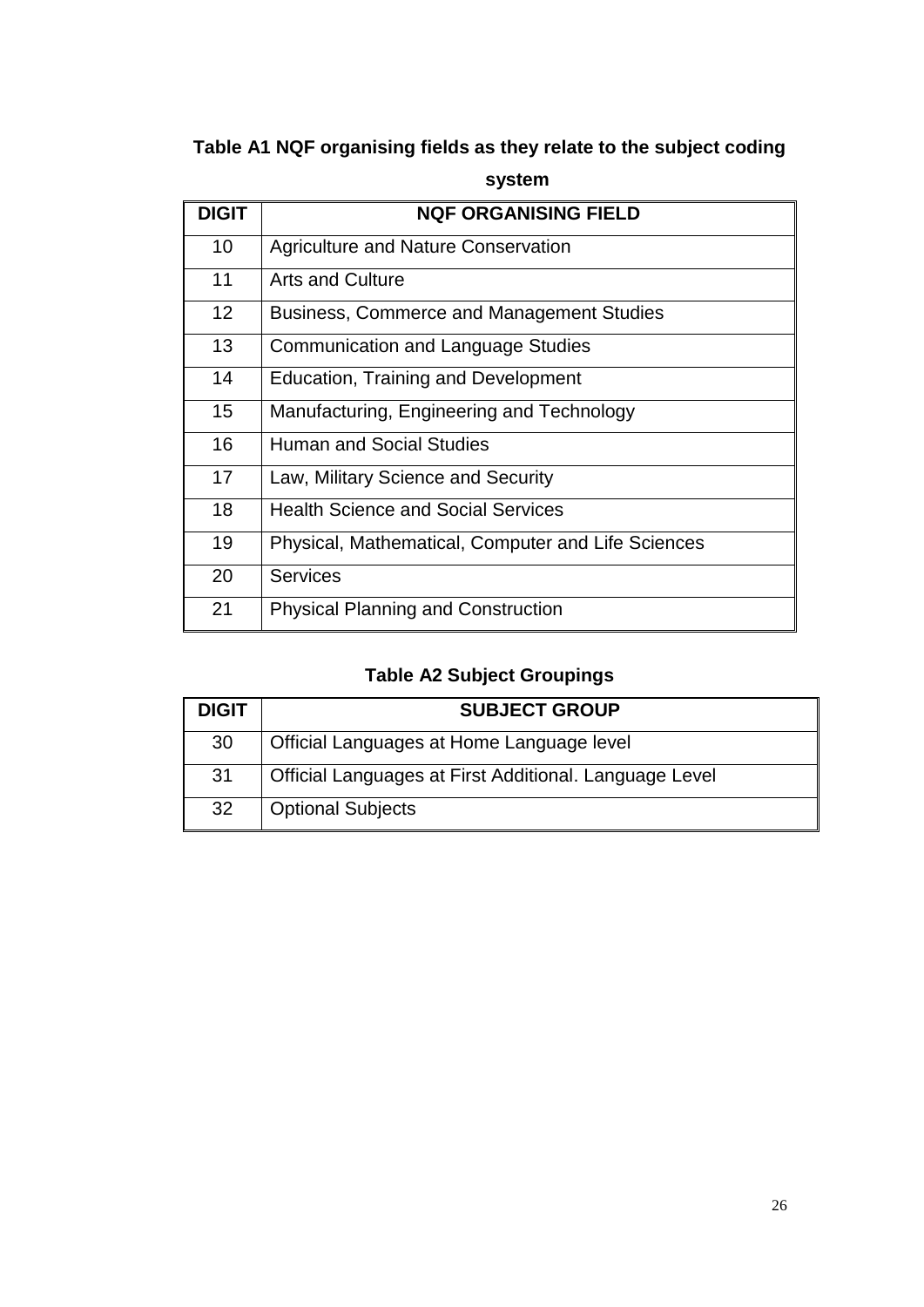**Table A1 NQF organising fields as they relate to the subject coding system**

| DIGIT | NQF ORGANISING FIELD |
|---|---|
| 10 | Agriculture and Nature Conservation |
| 11 | Arts and Culture |
| 12 | Business, Commerce and Management Studies |
| 13 | Communication and Language Studies |
| 14 | Education, Training and Development |
| 15 | Manufacturing, Engineering and Technology |
| 16 | Human and Social Studies |
| 17 | Law, Military Science and Security |
| 18 | Health Science and Social Services |
| 19 | Physical, Mathematical, Computer and Life Sciences |
| 20 | Services |
| 21 | Physical Planning and Construction |

**Table A2 Subject Groupings**

| DIGIT | SUBJECT GROUP |
|---|---|
| 30 | Official Languages at Home Language level |
| 31 | Official Languages at First Additional. Language Level |
| 32 | Optional Subjects |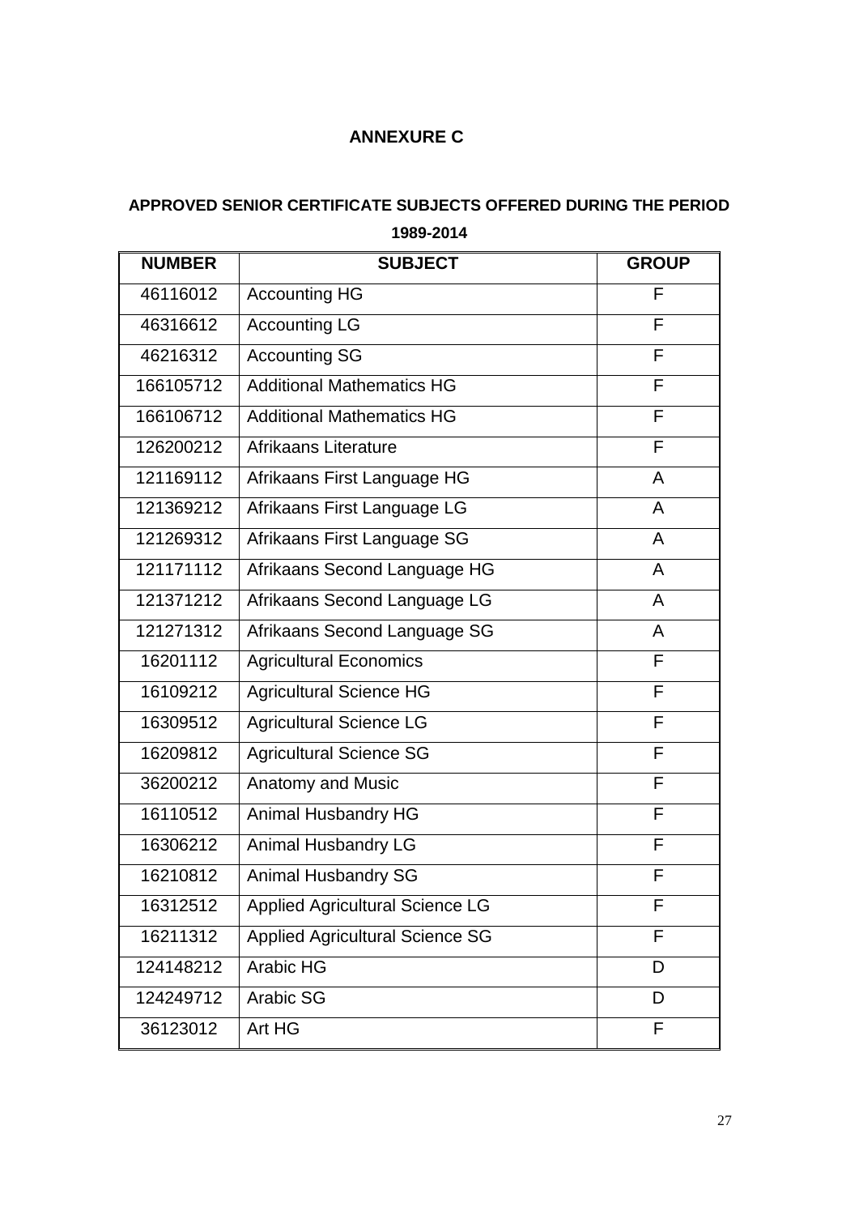## ANNEXURE C

### APPROVED SENIOR CERTIFICATE SUBJECTS OFFERED DURING THE PERIOD 1989-2014

| NUMBER | SUBJECT | GROUP |
|---|---|---|
| 46116012 | Accounting HG | F |
| 46316612 | Accounting LG | F |
| 46216312 | Accounting SG | F |
| 166105712 | Additional Mathematics HG | F |
| 166106712 | Additional Mathematics HG | F |
| 126200212 | Afrikaans Literature | F |
| 121169112 | Afrikaans First Language HG | A |
| 121369212 | Afrikaans First Language LG | A |
| 121269312 | Afrikaans First Language SG | A |
| 121171112 | Afrikaans Second Language HG | A |
| 121371212 | Afrikaans Second Language LG | A |
| 121271312 | Afrikaans Second Language SG | A |
| 16201112 | Agricultural Economics | F |
| 16109212 | Agricultural Science HG | F |
| 16309512 | Agricultural Science LG | F |
| 16209812 | Agricultural Science SG | F |
| 36200212 | Anatomy and Music | F |
| 16110512 | Animal Husbandry HG | F |
| 16306212 | Animal Husbandry LG | F |
| 16210812 | Animal Husbandry SG | F |
| 16312512 | Applied Agricultural Science LG | F |
| 16211312 | Applied Agricultural Science SG | F |
| 124148212 | Arabic HG | D |
| 124249712 | Arabic SG | D |
| 36123012 | Art HG | F |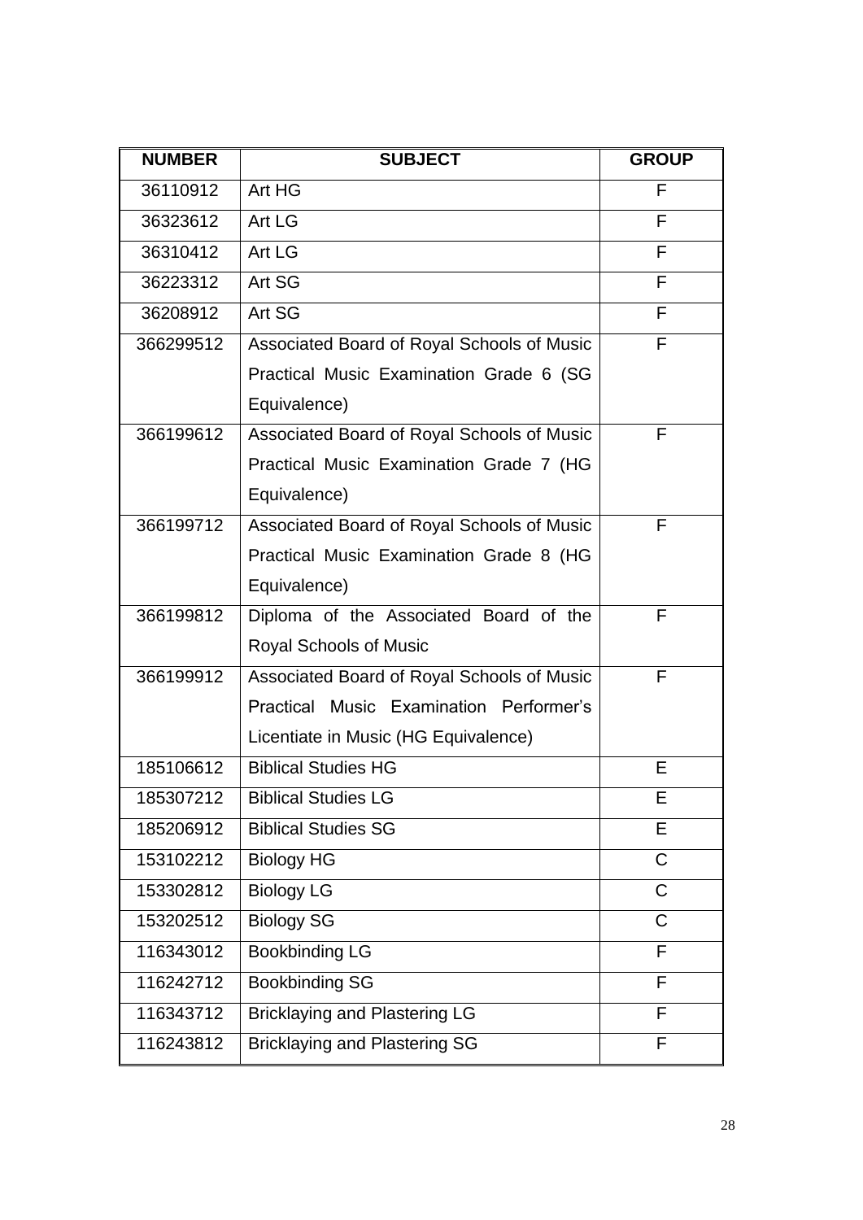| NUMBER | SUBJECT | GROUP |
|---|---|---|
| 36110912 | Art HG | F |
| 36323612 | Art LG | F |
| 36310412 | Art LG | F |
| 36223312 | Art SG | F |
| 36208912 | Art SG | F |
| 366299512 | Associated Board of Royal Schools of Music Practical Music Examination Grade 6 (SG Equivalence) | F |
| 366199612 | Associated Board of Royal Schools of Music Practical Music Examination Grade 7 (HG Equivalence) | F |
| 366199712 | Associated Board of Royal Schools of Music Practical Music Examination Grade 8 (HG Equivalence) | F |
| 366199812 | Diploma of the Associated Board of the Royal Schools of Music | F |
| 366199912 | Associated Board of Royal Schools of Music Practical Music Examination Performer's Licentiate in Music (HG Equivalence) | F |
| 185106612 | Biblical Studies HG | E |
| 185307212 | Biblical Studies LG | E |
| 185206912 | Biblical Studies SG | E |
| 153102212 | Biology HG | C |
| 153302812 | Biology LG | C |
| 153202512 | Biology SG | C |
| 116343012 | Bookbinding LG | F |
| 116242712 | Bookbinding SG | F |
| 116343712 | Bricklaying and Plastering LG | F |
| 116243812 | Bricklaying and Plastering SG | F |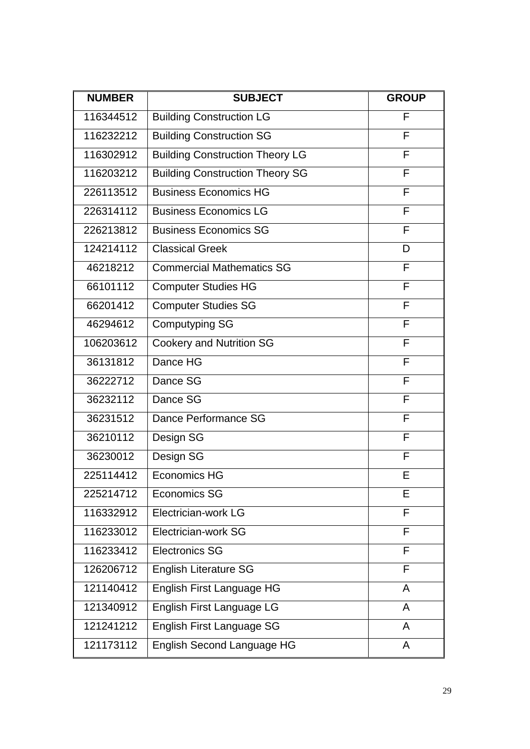| NUMBER | SUBJECT | GROUP |
|---|---|---|
| 116344512 | Building Construction LG | F |
| 116232212 | Building Construction SG | F |
| 116302912 | Building Construction Theory LG | F |
| 116203212 | Building Construction Theory SG | F |
| 226113512 | Business Economics HG | F |
| 226314112 | Business Economics LG | F |
| 226213812 | Business Economics SG | F |
| 124214112 | Classical Greek | D |
| 46218212 | Commercial Mathematics SG | F |
| 66101112 | Computer Studies HG | F |
| 66201412 | Computer Studies SG | F |
| 46294612 | Computyping SG | F |
| 106203612 | Cookery and Nutrition SG | F |
| 36131812 | Dance HG | F |
| 36222712 | Dance SG | F |
| 36232112 | Dance SG | F |
| 36231512 | Dance Performance SG | F |
| 36210112 | Design SG | F |
| 36230012 | Design SG | F |
| 225114412 | Economics HG | E |
| 225214712 | Economics SG | E |
| 116332912 | Electrician-work LG | F |
| 116233012 | Electrician-work SG | F |
| 116233412 | Electronics SG | F |
| 126206712 | English Literature SG | F |
| 121140412 | English First Language HG | A |
| 121340912 | English First Language LG | A |
| 121241212 | English First Language SG | A |
| 121173112 | English Second Language HG | A |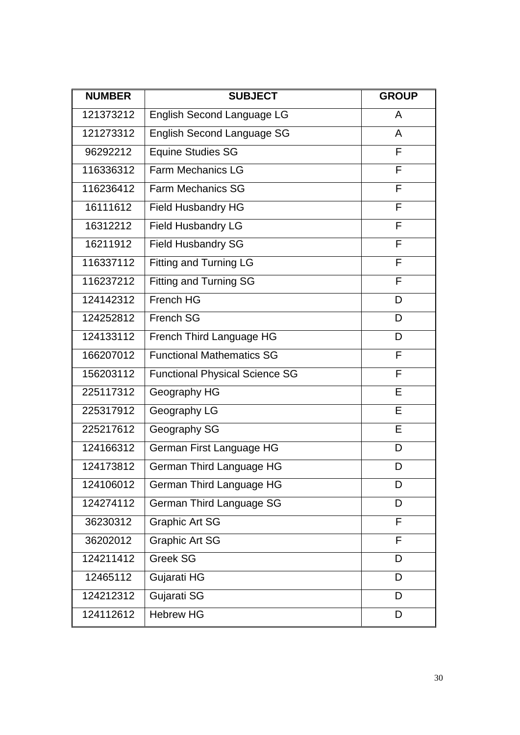| NUMBER | SUBJECT | GROUP |
|---|---|---|
| 121373212 | English Second Language LG | A |
| 121273312 | English Second Language SG | A |
| 96292212 | Equine Studies SG | F |
| 116336312 | Farm Mechanics LG | F |
| 116236412 | Farm Mechanics SG | F |
| 16111612 | Field Husbandry HG | F |
| 16312212 | Field Husbandry LG | F |
| 16211912 | Field Husbandry SG | F |
| 116337112 | Fitting and Turning LG | F |
| 116237212 | Fitting and Turning SG | F |
| 124142312 | French HG | D |
| 124252812 | French SG | D |
| 124133112 | French Third Language HG | D |
| 166207012 | Functional Mathematics SG | F |
| 156203112 | Functional Physical Science SG | F |
| 225117312 | Geography HG | E |
| 225317912 | Geography LG | E |
| 225217612 | Geography SG | E |
| 124166312 | German First Language HG | D |
| 124173812 | German Third Language HG | D |
| 124106012 | German Third Language HG | D |
| 124274112 | German Third Language SG | D |
| 36230312 | Graphic Art SG | F |
| 36202012 | Graphic Art SG | F |
| 124211412 | Greek SG | D |
| 12465112 | Gujarati HG | D |
| 124212312 | Gujarati SG | D |
| 124112612 | Hebrew HG | D |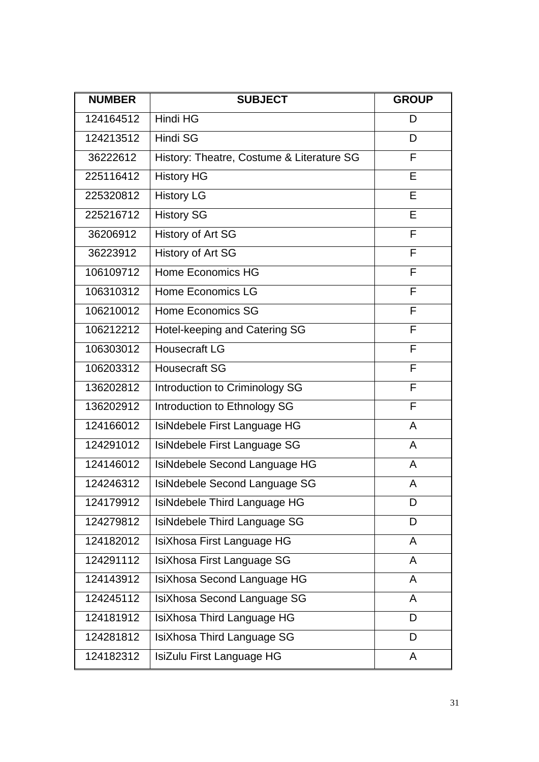| NUMBER | SUBJECT | GROUP |
|---|---|---|
| 124164512 | Hindi HG | D |
| 124213512 | Hindi SG | D |
| 36222612 | History: Theatre, Costume & Literature SG | F |
| 225116412 | History HG | E |
| 225320812 | History LG | E |
| 225216712 | History SG | E |
| 36206912 | History of Art SG | F |
| 36223912 | History of Art SG | F |
| 106109712 | Home Economics HG | F |
| 106310312 | Home Economics LG | F |
| 106210012 | Home Economics SG | F |
| 106212212 | Hotel-keeping and Catering SG | F |
| 106303012 | Housecraft LG | F |
| 106203312 | Housecraft SG | F |
| 136202812 | Introduction to Criminology SG | F |
| 136202912 | Introduction to Ethnology SG | F |
| 124166012 | IsiNdebele First Language HG | A |
| 124291012 | IsiNdebele First Language SG | A |
| 124146012 | IsiNdebele Second Language HG | A |
| 124246312 | IsiNdebele Second Language SG | A |
| 124179912 | IsiNdebele Third Language HG | D |
| 124279812 | IsiNdebele Third Language SG | D |
| 124182012 | IsiXhosa First Language HG | A |
| 124291112 | IsiXhosa First Language SG | A |
| 124143912 | IsiXhosa Second Language HG | A |
| 124245112 | IsiXhosa Second Language SG | A |
| 124181912 | IsiXhosa Third Language HG | D |
| 124281812 | IsiXhosa Third Language SG | D |
| 124182312 | IsiZulu First Language HG | A |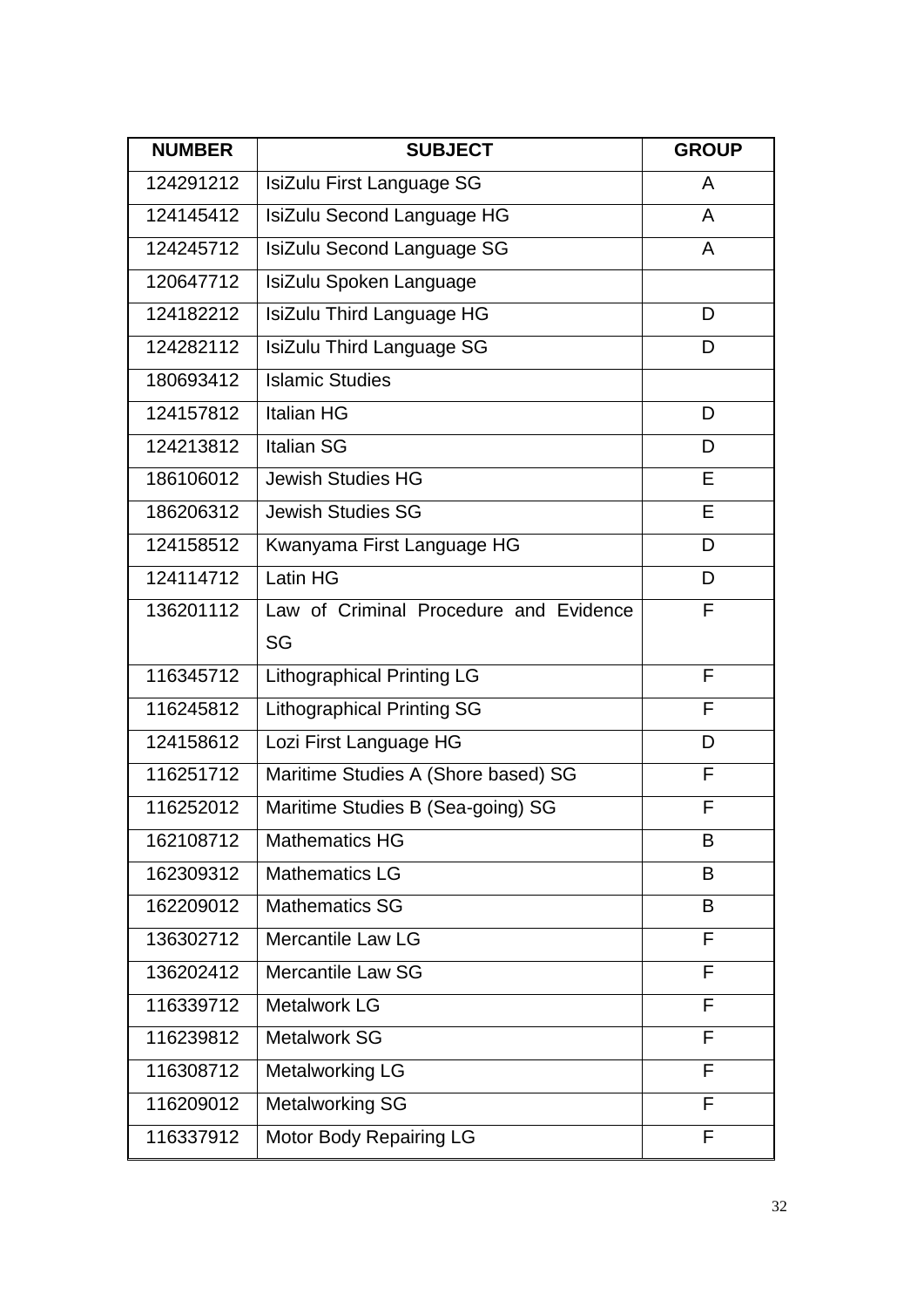| NUMBER | SUBJECT | GROUP |
|---|---|---|
| 124291212 | IsiZulu First Language SG | A |
| 124145412 | IsiZulu Second Language HG | A |
| 124245712 | IsiZulu Second Language SG | A |
| 120647712 | IsiZulu Spoken Language | |
| 124182212 | IsiZulu Third Language HG | D |
| 124282112 | IsiZulu Third Language SG | D |
| 180693412 | Islamic Studies | |
| 124157812 | Italian HG | D |
| 124213812 | Italian SG | D |
| 186106012 | Jewish Studies HG | E |
| 186206312 | Jewish Studies SG | E |
| 124158512 | Kwanyama First Language HG | D |
| 124114712 | Latin HG | D |
| 136201112 | Law of Criminal Procedure and Evidence SG | F |
| 116345712 | Lithographical Printing LG | F |
| 116245812 | Lithographical Printing SG | F |
| 124158612 | Lozi First Language HG | D |
| 116251712 | Maritime Studies A (Shore based) SG | F |
| 116252012 | Maritime Studies B (Sea-going) SG | F |
| 162108712 | Mathematics HG | B |
| 162309312 | Mathematics LG | B |
| 162209012 | Mathematics SG | B |
| 136302712 | Mercantile Law LG | F |
| 136202412 | Mercantile Law SG | F |
| 116339712 | Metalwork LG | F |
| 116239812 | Metalwork SG | F |
| 116308712 | Metalworking LG | F |
| 116209012 | Metalworking SG | F |
| 116337912 | Motor Body Repairing LG | F |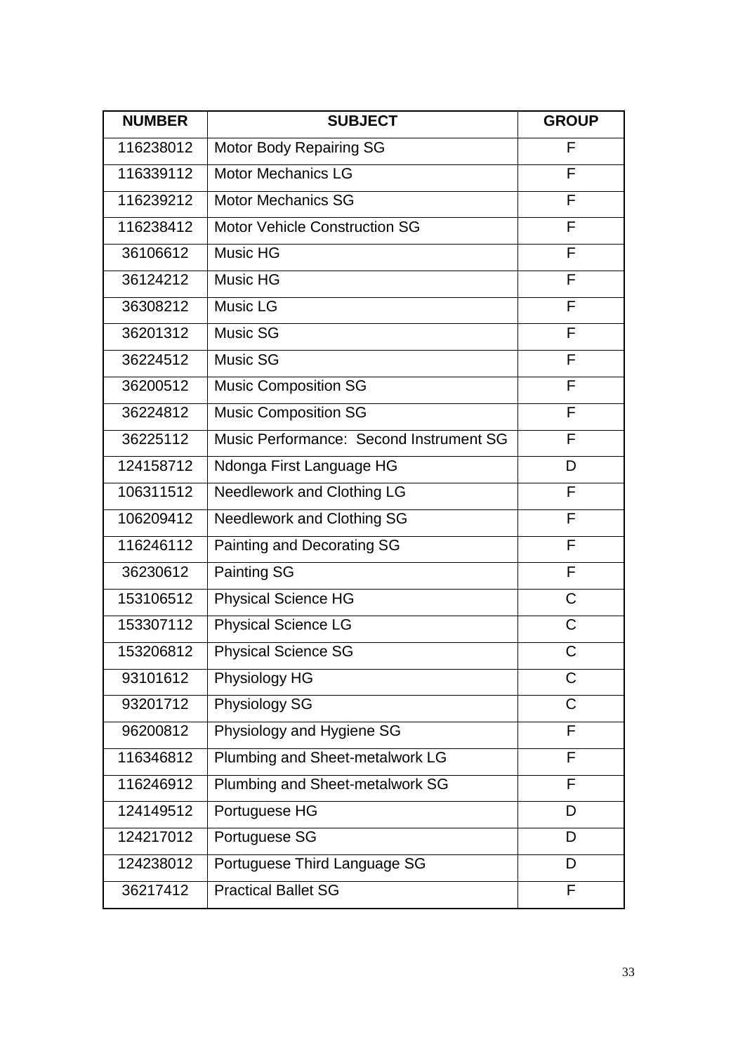| NUMBER | SUBJECT | GROUP |
| --- | --- | --- |
| 116238012 | Motor Body Repairing SG | F |
| 116339112 | Motor Mechanics LG | F |
| 116239212 | Motor Mechanics SG | F |
| 116238412 | Motor Vehicle Construction SG | F |
| 36106612 | Music HG | F |
| 36124212 | Music HG | F |
| 36308212 | Music LG | F |
| 36201312 | Music SG | F |
| 36224512 | Music SG | F |
| 36200512 | Music Composition SG | F |
| 36224812 | Music Composition SG | F |
| 36225112 | Music Performance: Second Instrument SG | F |
| 124158712 | Ndonga First Language HG | D |
| 106311512 | Needlework and Clothing LG | F |
| 106209412 | Needlework and Clothing SG | F |
| 116246112 | Painting and Decorating SG | F |
| 36230612 | Painting SG | F |
| 153106512 | Physical Science HG | C |
| 153307112 | Physical Science LG | C |
| 153206812 | Physical Science SG | C |
| 93101612 | Physiology HG | C |
| 93201712 | Physiology SG | C |
| 96200812 | Physiology and Hygiene SG | F |
| 116346812 | Plumbing and Sheet-metalwork LG | F |
| 116246912 | Plumbing and Sheet-metalwork SG | F |
| 124149512 | Portuguese HG | D |
| 124217012 | Portuguese SG | D |
| 124238012 | Portuguese Third Language SG | D |
| 36217412 | Practical Ballet SG | F |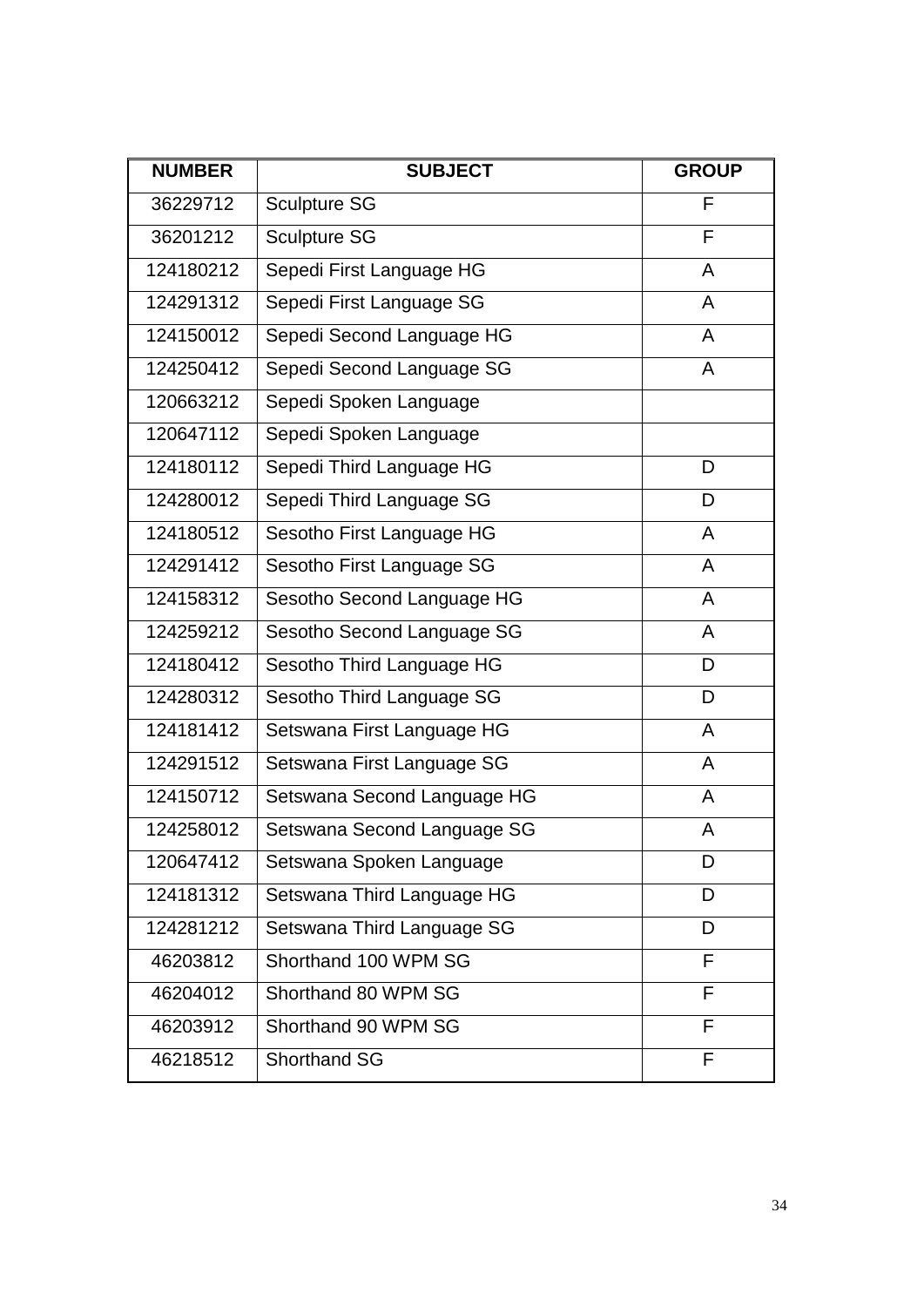| NUMBER | SUBJECT | GROUP |
| --- | --- | --- |
| 36229712 | Sculpture SG | F |
| 36201212 | Sculpture SG | F |
| 124180212 | Sepedi First Language HG | A |
| 124291312 | Sepedi First Language SG | A |
| 124150012 | Sepedi Second Language HG | A |
| 124250412 | Sepedi Second Language SG | A |
| 120663212 | Sepedi Spoken Language | |
| 120647112 | Sepedi Spoken Language | |
| 124180112 | Sepedi Third Language HG | D |
| 124280012 | Sepedi Third Language SG | D |
| 124180512 | Sesotho First Language HG | A |
| 124291412 | Sesotho First Language SG | A |
| 124158312 | Sesotho Second Language HG | A |
| 124259212 | Sesotho Second Language SG | A |
| 124180412 | Sesotho Third Language HG | D |
| 124280312 | Sesotho Third Language SG | D |
| 124181412 | Setswana First Language HG | A |
| 124291512 | Setswana First Language SG | A |
| 124150712 | Setswana Second Language HG | A |
| 124258012 | Setswana Second Language SG | A |
| 120647412 | Setswana Spoken Language | D |
| 124181312 | Setswana Third Language HG | D |
| 124281212 | Setswana Third Language SG | D |
| 46203812 | Shorthand 100 WPM SG | F |
| 46204012 | Shorthand 80 WPM SG | F |
| 46203912 | Shorthand 90 WPM SG | F |
| 46218512 | Shorthand SG | F |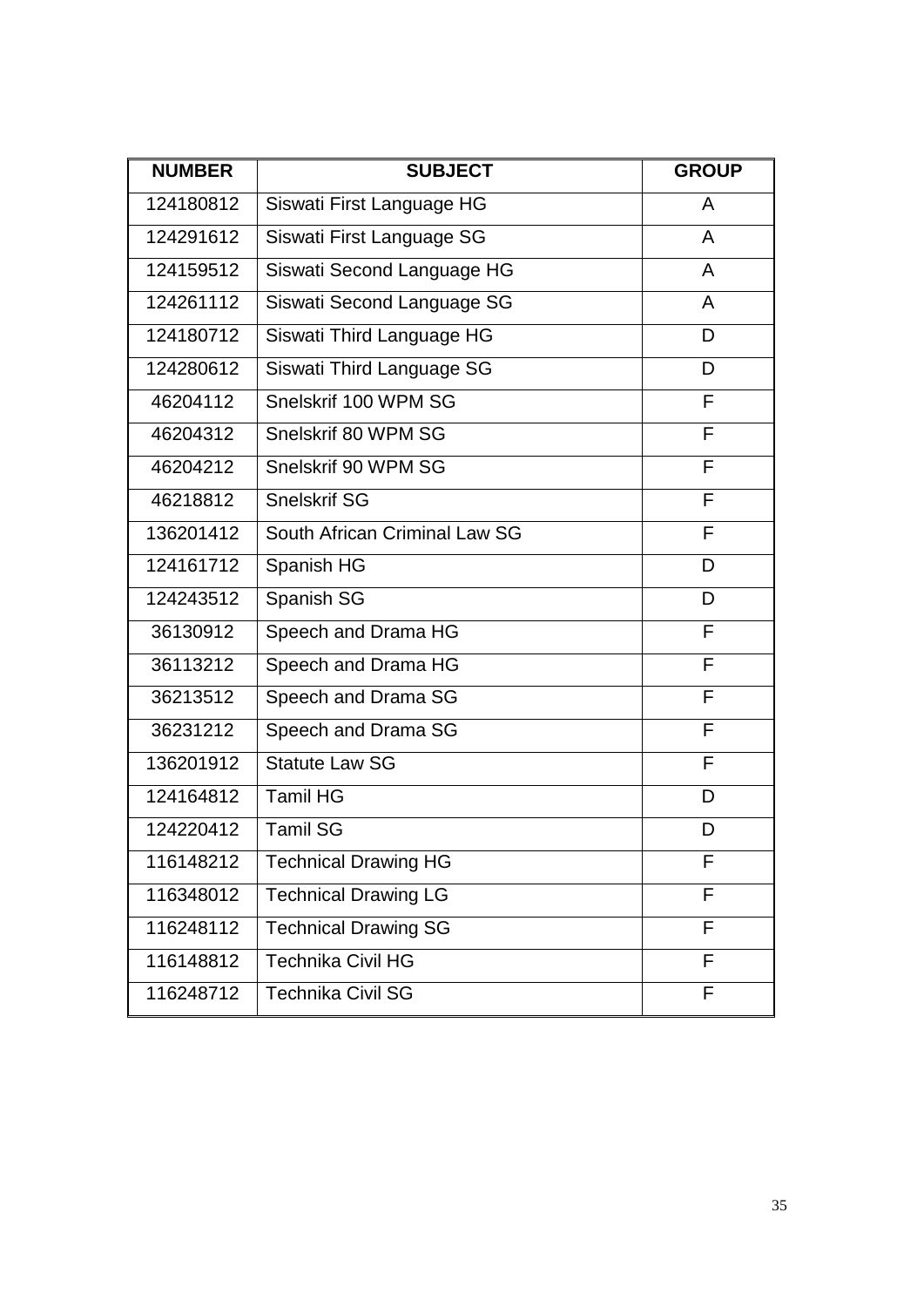| NUMBER | SUBJECT | GROUP |
|---|---|---|
| 124180812 | Siswati First Language HG | A |
| 124291612 | Siswati First Language SG | A |
| 124159512 | Siswati Second Language HG | A |
| 124261112 | Siswati Second Language SG | A |
| 124180712 | Siswati Third Language HG | D |
| 124280612 | Siswati Third Language SG | D |
| 46204112 | Snelskrif 100 WPM SG | F |
| 46204312 | Snelskrif 80 WPM SG | F |
| 46204212 | Snelskrif 90 WPM SG | F |
| 46218812 | Snelskrif SG | F |
| 136201412 | South African Criminal Law SG | F |
| 124161712 | Spanish HG | D |
| 124243512 | Spanish SG | D |
| 36130912 | Speech and Drama HG | F |
| 36113212 | Speech and Drama HG | F |
| 36213512 | Speech and Drama SG | F |
| 36231212 | Speech and Drama SG | F |
| 136201912 | Statute Law SG | F |
| 124164812 | Tamil HG | D |
| 124220412 | Tamil SG | D |
| 116148212 | Technical Drawing HG | F |
| 116348012 | Technical Drawing LG | F |
| 116248112 | Technical Drawing SG | F |
| 116148812 | Technika Civil HG | F |
| 116248712 | Technika Civil SG | F |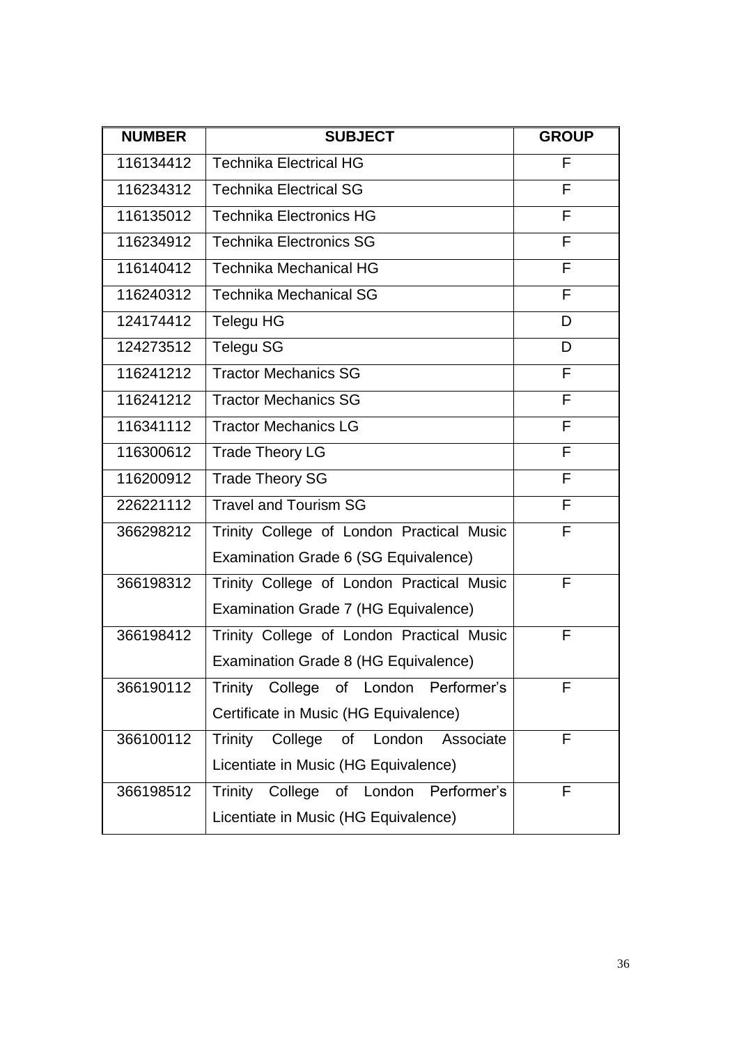| NUMBER | SUBJECT | GROUP |
|---|---|---|
| 116134412 | Technika Electrical HG | F |
| 116234312 | Technika Electrical SG | F |
| 116135012 | Technika Electronics HG | F |
| 116234912 | Technika Electronics SG | F |
| 116140412 | Technika Mechanical HG | F |
| 116240312 | Technika Mechanical SG | F |
| 124174412 | Telegu HG | D |
| 124273512 | Telegu SG | D |
| 116241212 | Tractor Mechanics SG | F |
| 116241212 | Tractor Mechanics SG | F |
| 116341112 | Tractor Mechanics LG | F |
| 116300612 | Trade Theory LG | F |
| 116200912 | Trade Theory SG | F |
| 226221112 | Travel and Tourism SG | F |
| 366298212 | Trinity College of London Practical Music Examination Grade 6 (SG Equivalence) | F |
| 366198312 | Trinity College of London Practical Music Examination Grade 7 (HG Equivalence) | F |
| 366198412 | Trinity College of London Practical Music Examination Grade 8 (HG Equivalence) | F |
| 366190112 | Trinity College of London Performer's Certificate in Music (HG Equivalence) | F |
| 366100112 | Trinity College of London Associate Licentiate in Music (HG Equivalence) | F |
| 366198512 | Trinity College of London Performer's Licentiate in Music (HG Equivalence) | F |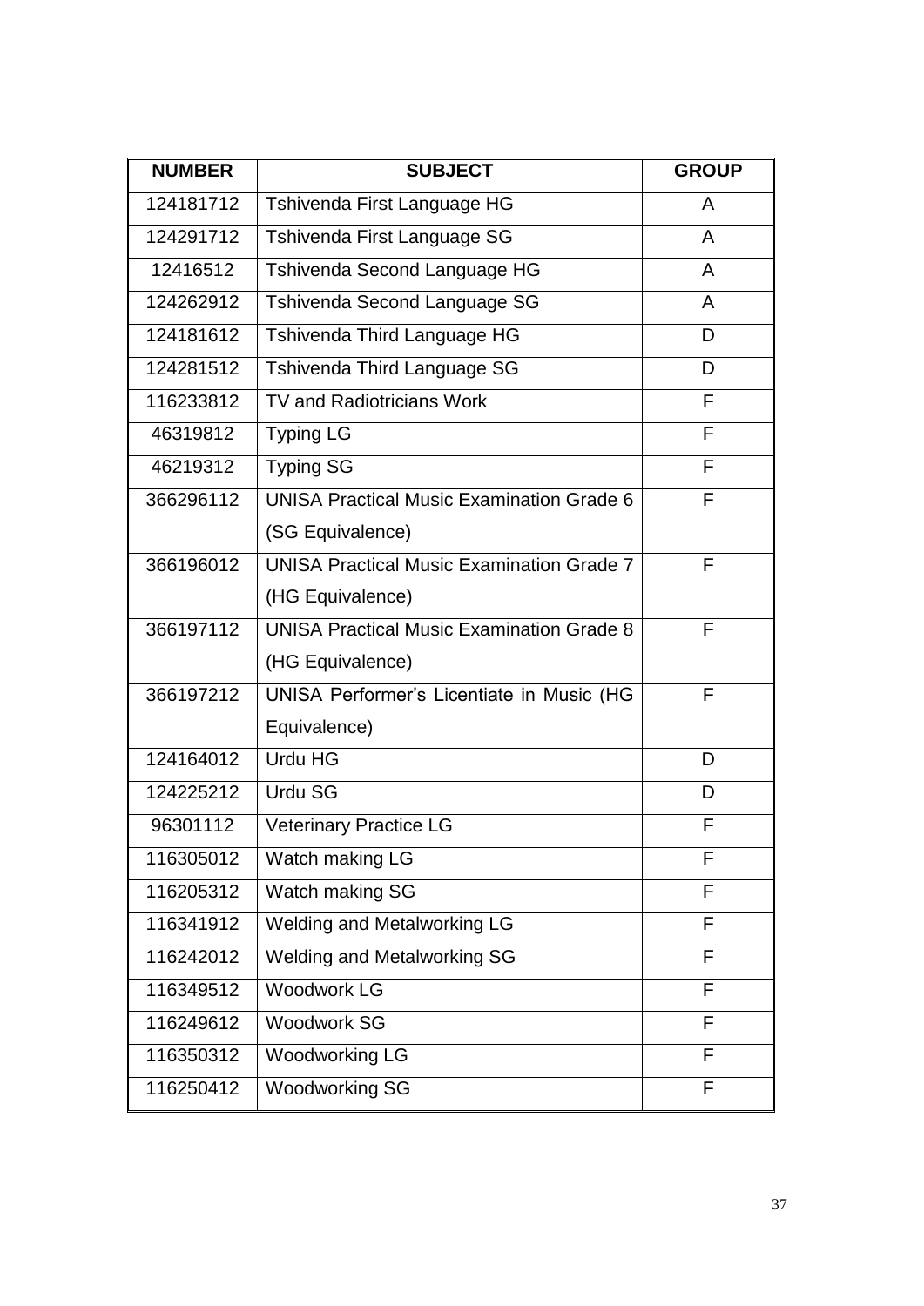| NUMBER | SUBJECT | GROUP |
|---|---|---|
| 124181712 | Tshivenda First Language HG | A |
| 124291712 | Tshivenda First Language SG | A |
| 12416512 | Tshivenda Second Language HG | A |
| 124262912 | Tshivenda Second Language SG | A |
| 124181612 | Tshivenda Third Language HG | D |
| 124281512 | Tshivenda Third Language SG | D |
| 116233812 | TV and Radiotricians Work | F |
| 46319812 | Typing LG | F |
| 46219312 | Typing SG | F |
| 366296112 | UNISA Practical Music Examination Grade 6 (SG Equivalence) | F |
| 366196012 | UNISA Practical Music Examination Grade 7 (HG Equivalence) | F |
| 366197112 | UNISA Practical Music Examination Grade 8 (HG Equivalence) | F |
| 366197212 | UNISA Performer's Licentiate in Music (HG Equivalence) | F |
| 124164012 | Urdu HG | D |
| 124225212 | Urdu SG | D |
| 96301112 | Veterinary Practice LG | F |
| 116305012 | Watch making LG | F |
| 116205312 | Watch making SG | F |
| 116341912 | Welding and Metalworking LG | F |
| 116242012 | Welding and Metalworking SG | F |
| 116349512 | Woodwork LG | F |
| 116249612 | Woodwork SG | F |
| 116350312 | Woodworking LG | F |
| 116250412 | Woodworking SG | F |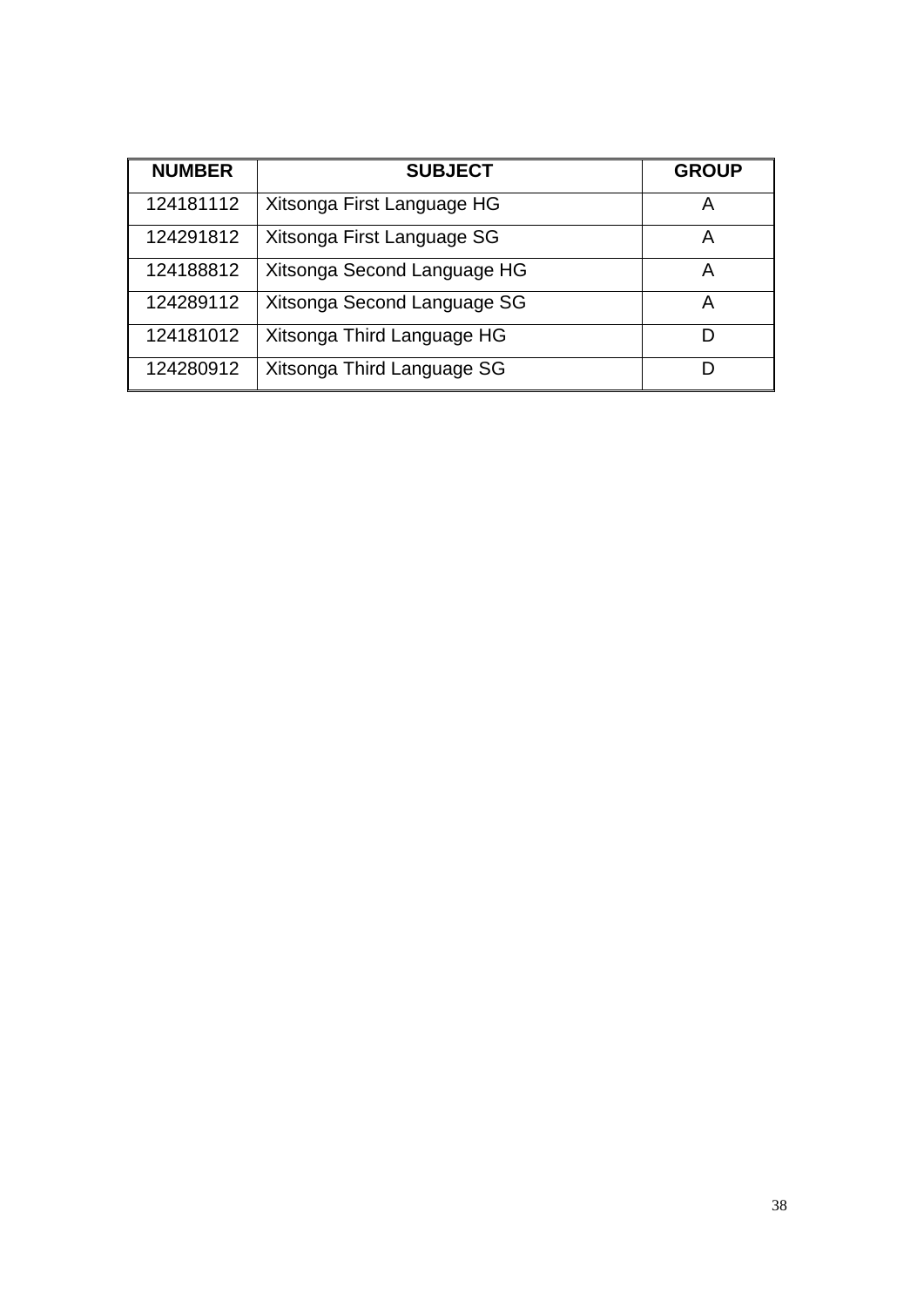| NUMBER | SUBJECT | GROUP |
|---|---|---|
| 124181112 | Xitsonga First Language HG | A |
| 124291812 | Xitsonga First Language SG | A |
| 124188812 | Xitsonga Second Language HG | A |
| 124289112 | Xitsonga Second Language SG | A |
| 124181012 | Xitsonga Third Language HG | D |
| 124280912 | Xitsonga Third Language SG | D |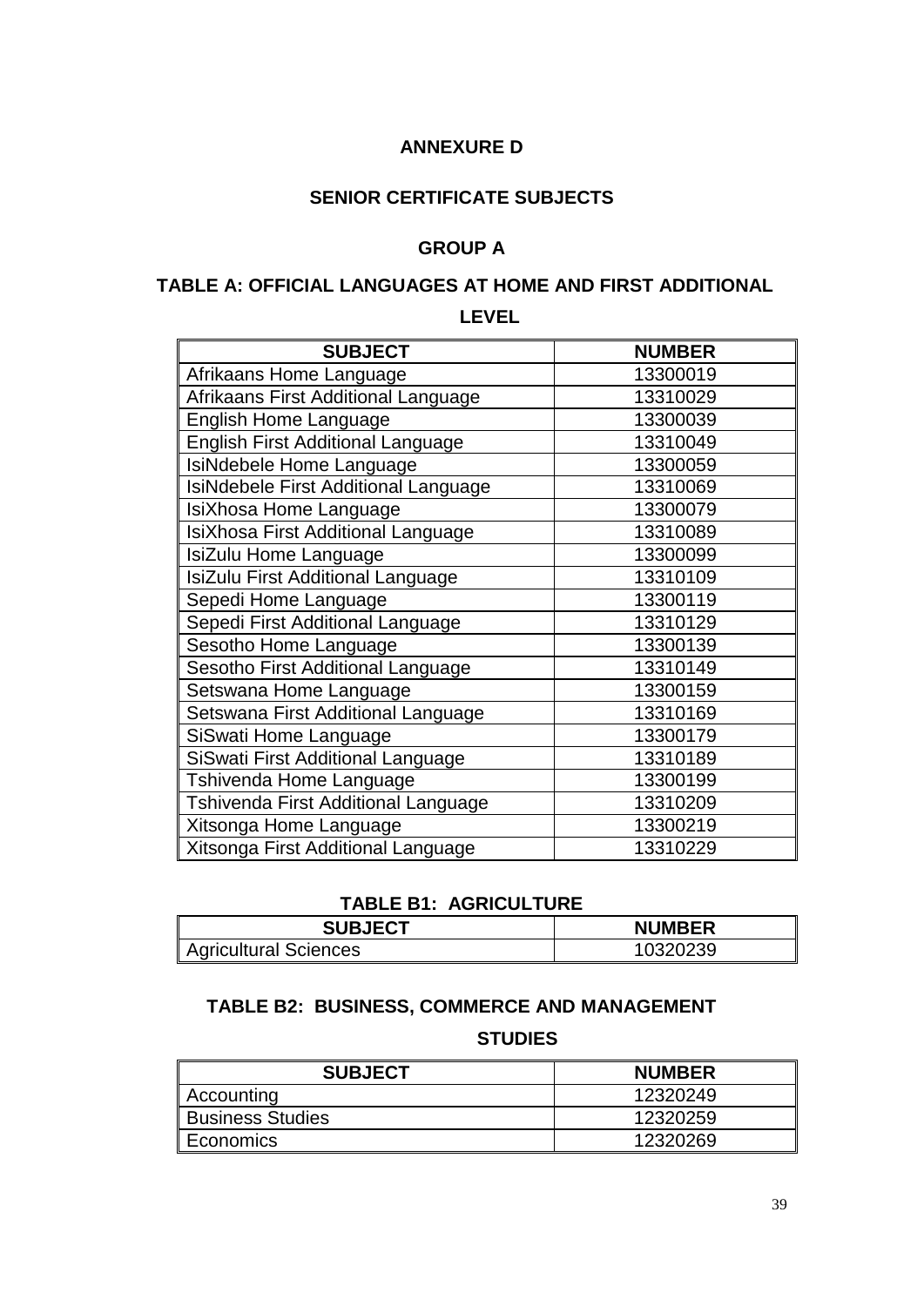# ANNEXURE D

## SENIOR CERTIFICATE SUBJECTS

### GROUP A

### TABLE A: OFFICIAL LANGUAGES AT HOME AND FIRST ADDITIONAL LEVEL

| SUBJECT | NUMBER |
|---|---|
| Afrikaans Home Language | 13300019 |
| Afrikaans First Additional Language | 13310029 |
| English Home Language | 13300039 |
| English First Additional Language | 13310049 |
| IsiNdebele Home Language | 13300059 |
| IsiNdebele First Additional Language | 13310069 |
| IsiXhosa Home Language | 13300079 |
| IsiXhosa First Additional Language | 13310089 |
| IsiZulu Home Language | 13300099 |
| IsiZulu First Additional Language | 13310109 |
| Sepedi Home Language | 13300119 |
| Sepedi First Additional Language | 13310129 |
| Sesotho Home Language | 13300139 |
| Sesotho First Additional Language | 13310149 |
| Setswana Home Language | 13300159 |
| Setswana First Additional Language | 13310169 |
| SiSwati Home Language | 13300179 |
| SiSwati First Additional Language | 13310189 |
| Tshivenda Home Language | 13300199 |
| Tshivenda First Additional Language | 13310209 |
| Xitsonga Home Language | 13300219 |
| Xitsonga First Additional Language | 13310229 |

### TABLE B1: AGRICULTURE

| SUBJECT | NUMBER |
|---|---|
| Agricultural Sciences | 10320239 |

### TABLE B2: BUSINESS, COMMERCE AND MANAGEMENT STUDIES

| SUBJECT | NUMBER |
|---|---|
| Accounting | 12320249 |
| Business Studies | 12320259 |
| Economics | 12320269 |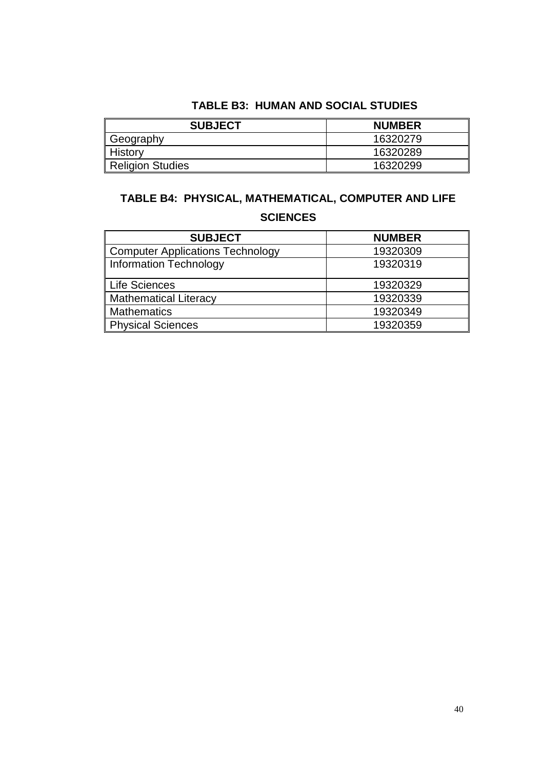## TABLE B3: HUMAN AND SOCIAL STUDIES

| SUBJECT | NUMBER |
|---|---|
| Geography | 16320279 |
| History | 16320289 |
| Religion Studies | 16320299 |

## TABLE B4: PHYSICAL, MATHEMATICAL, COMPUTER AND LIFE SCIENCES

| SUBJECT | NUMBER |
|---|---|
| Computer Applications Technology | 19320309 |
| Information Technology | 19320319 |
| Life Sciences | 19320329 |
| Mathematical Literacy | 19320339 |
| Mathematics | 19320349 |
| Physical Sciences | 19320359 |